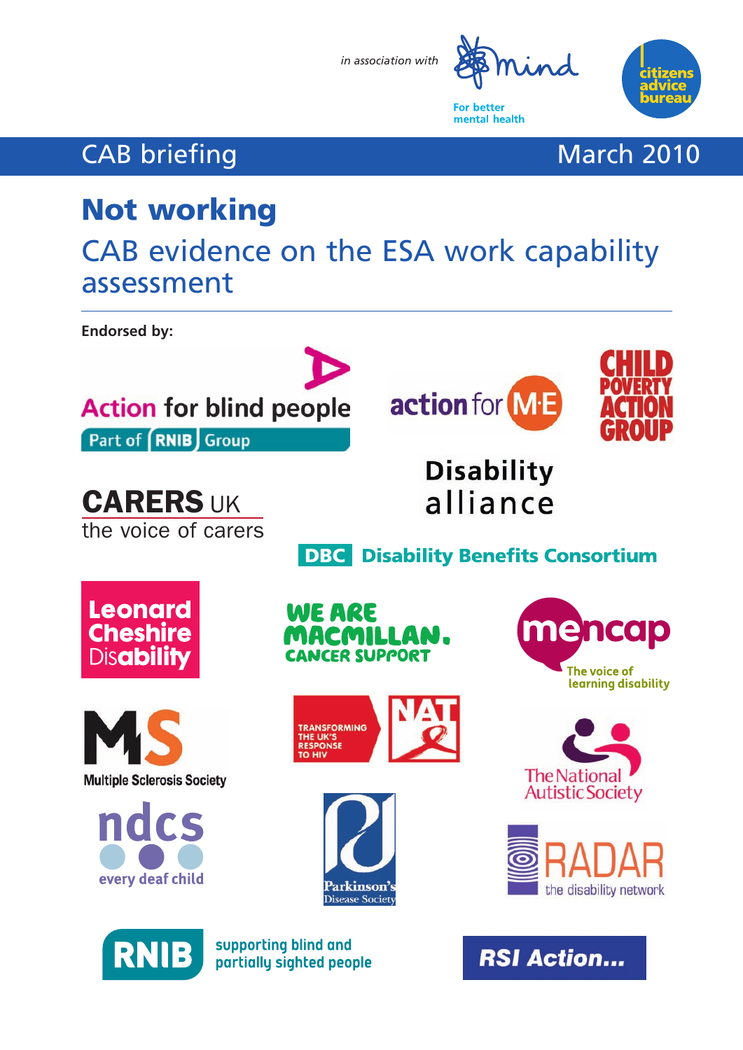in association with Mind — For better mental health

citizens advice bureau

CAB briefing March 2010

# Not working

## CAB evidence on the ESA work capability assessment

**Endorsed by:**

- Action for blind people — Part of RNIB Group
- action for M·E
- Child Poverty Action Group
- Carers UK — the voice of carers
- Disability alliance
- DBC Disability Benefits Consortium
- Leonard Cheshire Disability
- We are Macmillan. Cancer Support
- mencap — The voice of learning disability
- MS — Multiple Sclerosis Society
- NAT — Transforming the UK's response to HIV
- The National Autistic Society
- ndcs — every deaf child
- Parkinson's Disease Society
- RADAR — the disability network
- RNIB — supporting blind and partially sighted people
- RSI Action...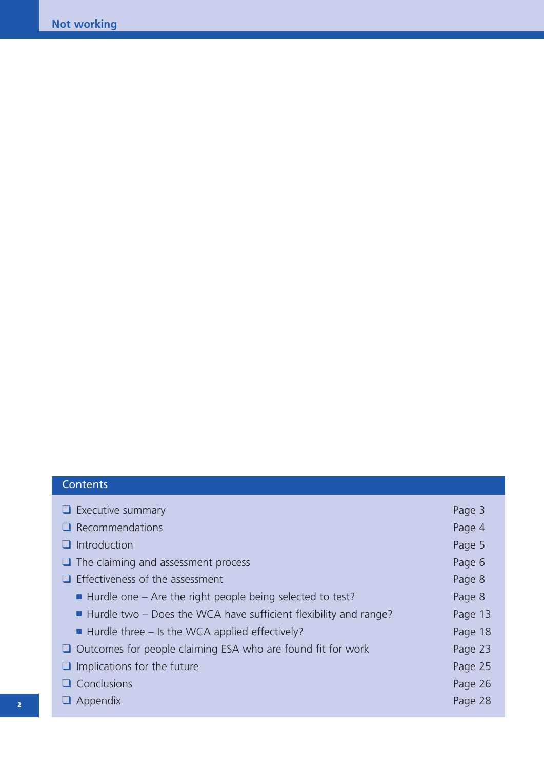## Contents

- Executive summary — Page 3
- Recommendations — Page 4
- Introduction — Page 5
- The claiming and assessment process — Page 6
- Effectiveness of the assessment — Page 8
  - Hurdle one – Are the right people being selected to test? — Page 8
  - Hurdle two – Does the WCA have sufficient flexibility and range? — Page 13
  - Hurdle three – Is the WCA applied effectively? — Page 18
- Outcomes for people claiming ESA who are found fit for work — Page 23
- Implications for the future — Page 25
- Conclusions — Page 26
- Appendix — Page 28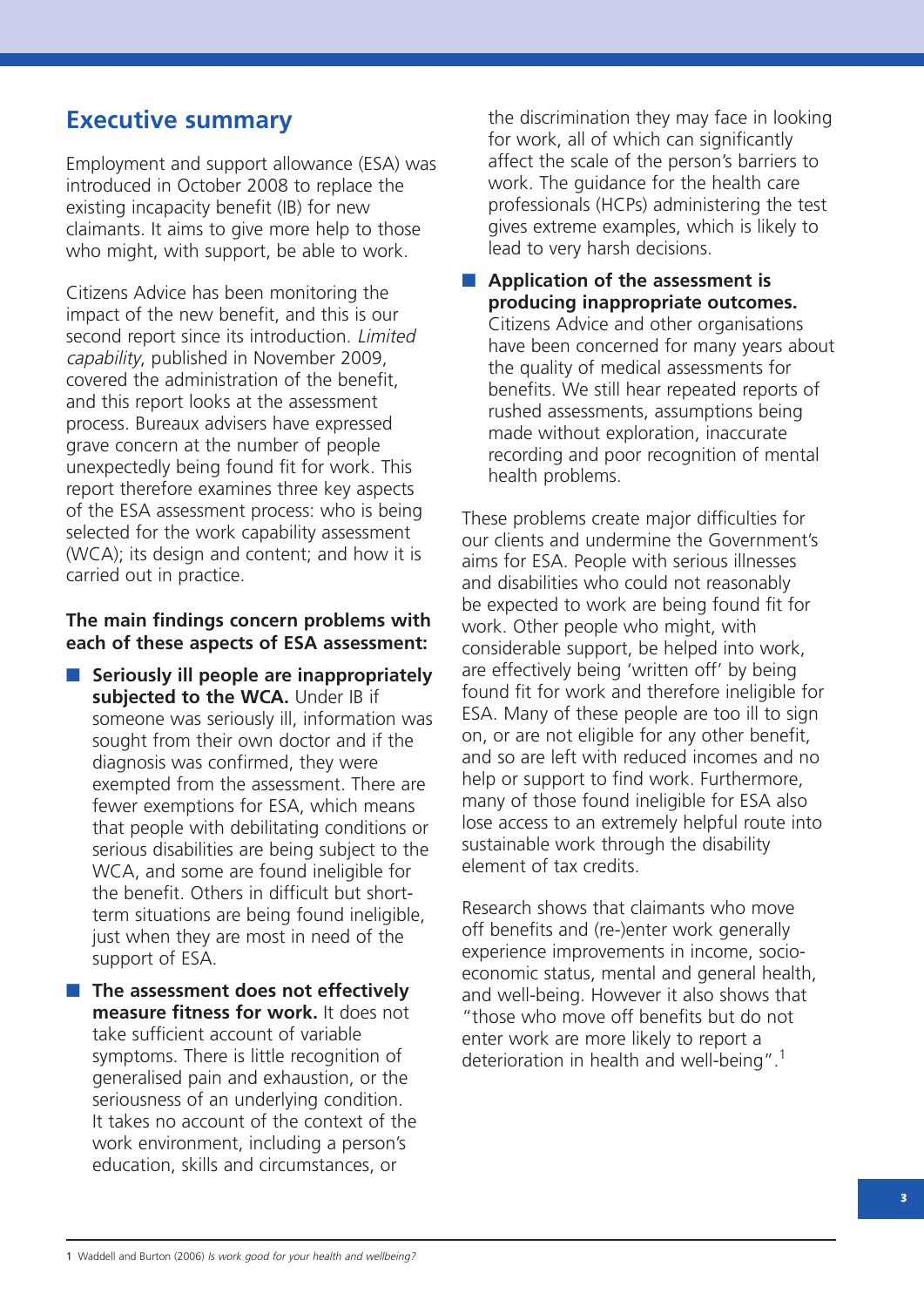## Executive summary

Employment and support allowance (ESA) was introduced in October 2008 to replace the existing incapacity benefit (IB) for new claimants. It aims to give more help to those who might, with support, be able to work.

Citizens Advice has been monitoring the impact of the new benefit, and this is our second report since its introduction. *Limited capability*, published in November 2009, covered the administration of the benefit, and this report looks at the assessment process. Bureaux advisers have expressed grave concern at the number of people unexpectedly being found fit for work. This report therefore examines three key aspects of the ESA assessment process: who is being selected for the work capability assessment (WCA); its design and content; and how it is carried out in practice.

**The main findings concern problems with each of these aspects of ESA assessment:**

- **Seriously ill people are inappropriately subjected to the WCA.** Under IB if someone was seriously ill, information was sought from their own doctor and if the diagnosis was confirmed, they were exempted from the assessment. There are fewer exemptions for ESA, which means that people with debilitating conditions or serious disabilities are being subject to the WCA, and some are found ineligible for the benefit. Others in difficult but short-term situations are being found ineligible, just when they are most in need of the support of ESA.
- **The assessment does not effectively measure fitness for work.** It does not take sufficient account of variable symptoms. There is little recognition of generalised pain and exhaustion, or the seriousness of an underlying condition. It takes no account of the context of the work environment, including a person's education, skills and circumstances, or the discrimination they may face in looking for work, all of which can significantly affect the scale of the person's barriers to work. The guidance for the health care professionals (HCPs) administering the test gives extreme examples, which is likely to lead to very harsh decisions.
- **Application of the assessment is producing inappropriate outcomes.** Citizens Advice and other organisations have been concerned for many years about the quality of medical assessments for benefits. We still hear repeated reports of rushed assessments, assumptions being made without exploration, inaccurate recording and poor recognition of mental health problems.

These problems create major difficulties for our clients and undermine the Government's aims for ESA. People with serious illnesses and disabilities who could not reasonably be expected to work are being found fit for work. Other people who might, with considerable support, be helped into work, are effectively being 'written off' by being found fit for work and therefore ineligible for ESA. Many of these people are too ill to sign on, or are not eligible for any other benefit, and so are left with reduced incomes and no help or support to find work. Furthermore, many of those found ineligible for ESA also lose access to an extremely helpful route into sustainable work through the disability element of tax credits.

Research shows that claimants who move off benefits and (re-)enter work generally experience improvements in income, socio-economic status, mental and general health, and well-being. However it also shows that "those who move off benefits but do not enter work are more likely to report a deterioration in health and well-being".[1]

1 Waddell and Burton (2006) *Is work good for your health and wellbeing?*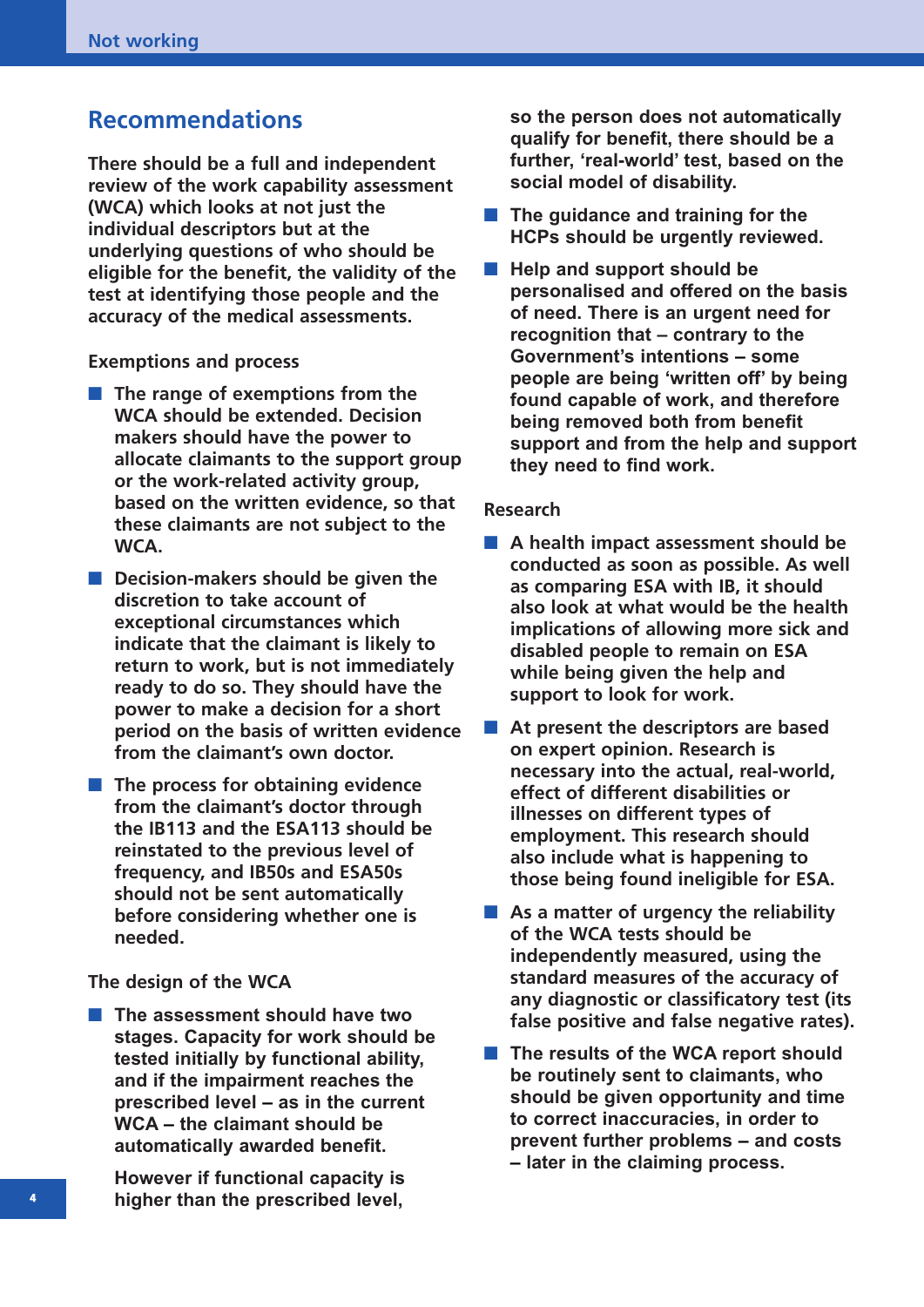## Recommendations

**There should be a full and independent review of the work capability assessment (WCA) which looks at not just the individual descriptors but at the underlying questions of who should be eligible for the benefit, the validity of the test at identifying those people and the accuracy of the medical assessments.**

### Exemptions and process

- **The range of exemptions from the WCA should be extended. Decision makers should have the power to allocate claimants to the support group or the work-related activity group, based on the written evidence, so that these claimants are not subject to the WCA.**
- **Decision-makers should be given the discretion to take account of exceptional circumstances which indicate that the claimant is likely to return to work, but is not immediately ready to do so. They should have the power to make a decision for a short period on the basis of written evidence from the claimant's own doctor.**
- **The process for obtaining evidence from the claimant's doctor through the IB113 and the ESA113 should be reinstated to the previous level of frequency, and IB50s and ESA50s should not be sent automatically before considering whether one is needed.**

### The design of the WCA

- **The assessment should have two stages. Capacity for work should be tested initially by functional ability, and if the impairment reaches the prescribed level – as in the current WCA – the claimant should be automatically awarded benefit.**

  **However if functional capacity is higher than the prescribed level, so the person does not automatically qualify for benefit, there should be a further, 'real-world' test, based on the social model of disability.**
- **The guidance and training for the HCPs should be urgently reviewed.**
- **Help and support should be personalised and offered on the basis of need. There is an urgent need for recognition that – contrary to the Government's intentions – some people are being 'written off' by being found capable of work, and therefore being removed both from benefit support and from the help and support they need to find work.**

### Research

- **A health impact assessment should be conducted as soon as possible. As well as comparing ESA with IB, it should also look at what would be the health implications of allowing more sick and disabled people to remain on ESA while being given the help and support to look for work.**
- **At present the descriptors are based on expert opinion. Research is necessary into the actual, real-world, effect of different disabilities or illnesses on different types of employment. This research should also include what is happening to those being found ineligible for ESA.**
- **As a matter of urgency the reliability of the WCA tests should be independently measured, using the standard measures of the accuracy of any diagnostic or classificatory test (its false positive and false negative rates).**
- **The results of the WCA report should be routinely sent to claimants, who should be given opportunity and time to correct inaccuracies, in order to prevent further problems – and costs – later in the claiming process.**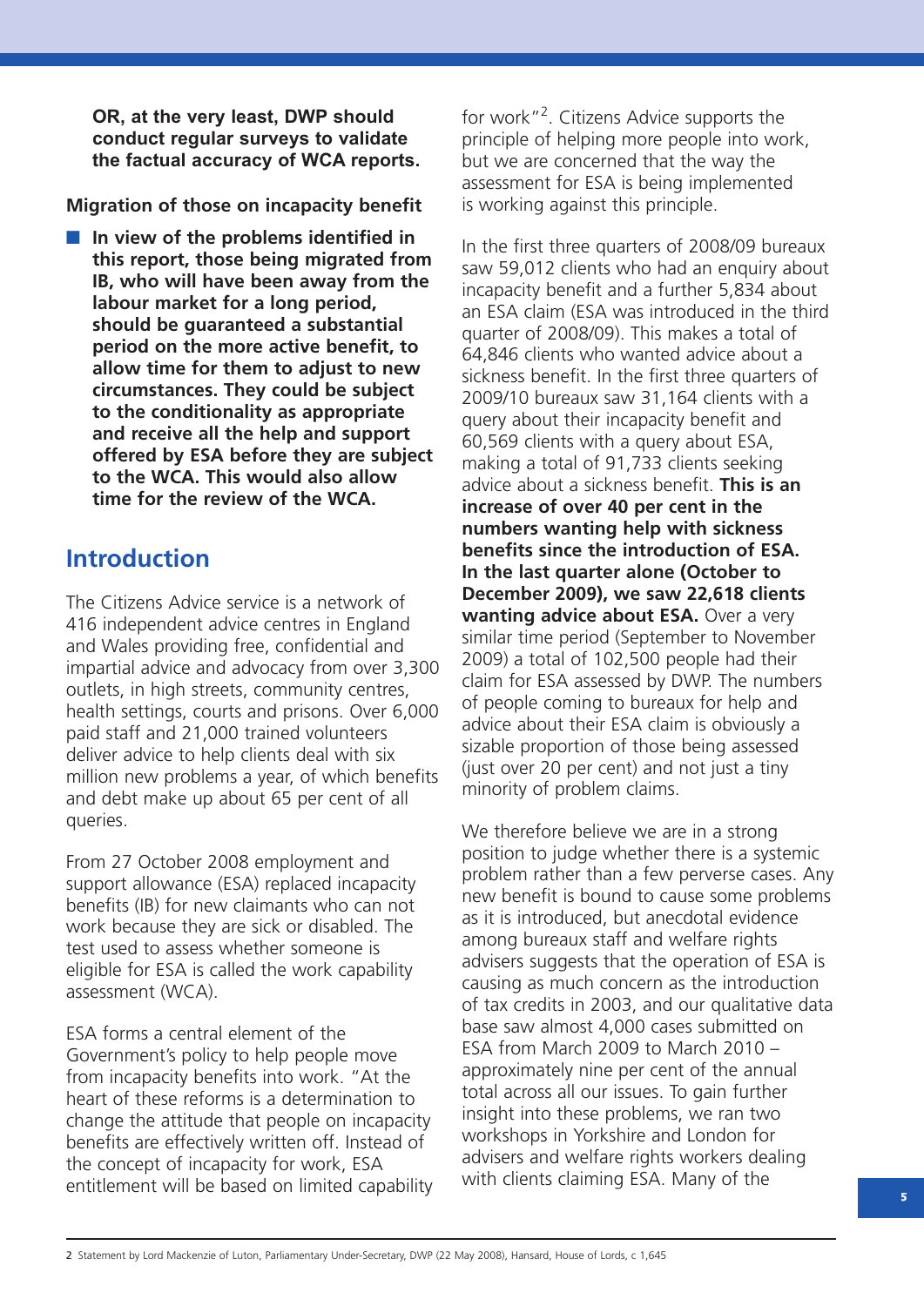**OR, at the very least, DWP should conduct regular surveys to validate the factual accuracy of WCA reports.**

**Migration of those on incapacity benefit**

- **In view of the problems identified in this report, those being migrated from IB, who will have been away from the labour market for a long period, should be guaranteed a substantial period on the more active benefit, to allow time for them to adjust to new circumstances. They could be subject to the conditionality as appropriate and receive all the help and support offered by ESA before they are subject to the WCA. This would also allow time for the review of the WCA.**

## Introduction

The Citizens Advice service is a network of 416 independent advice centres in England and Wales providing free, confidential and impartial advice and advocacy from over 3,300 outlets, in high streets, community centres, health settings, courts and prisons. Over 6,000 paid staff and 21,000 trained volunteers deliver advice to help clients deal with six million new problems a year, of which benefits and debt make up about 65 per cent of all queries.

From 27 October 2008 employment and support allowance (ESA) replaced incapacity benefits (IB) for new claimants who can not work because they are sick or disabled. The test used to assess whether someone is eligible for ESA is called the work capability assessment (WCA).

ESA forms a central element of the Government's policy to help people move from incapacity benefits into work. "At the heart of these reforms is a determination to change the attitude that people on incapacity benefits are effectively written off. Instead of the concept of incapacity for work, ESA entitlement will be based on limited capability for work"[2]. Citizens Advice supports the principle of helping more people into work, but we are concerned that the way the assessment for ESA is being implemented is working against this principle.

In the first three quarters of 2008/09 bureaux saw 59,012 clients who had an enquiry about incapacity benefit and a further 5,834 about an ESA claim (ESA was introduced in the third quarter of 2008/09). This makes a total of 64,846 clients who wanted advice about a sickness benefit. In the first three quarters of 2009/10 bureaux saw 31,164 clients with a query about their incapacity benefit and 60,569 clients with a query about ESA, making a total of 91,733 clients seeking advice about a sickness benefit. **This is an increase of over 40 per cent in the numbers wanting help with sickness benefits since the introduction of ESA. In the last quarter alone (October to December 2009), we saw 22,618 clients wanting advice about ESA.** Over a very similar time period (September to November 2009) a total of 102,500 people had their claim for ESA assessed by DWP. The numbers of people coming to bureaux for help and advice about their ESA claim is obviously a sizable proportion of those being assessed (just over 20 per cent) and not just a tiny minority of problem claims.

We therefore believe we are in a strong position to judge whether there is a systemic problem rather than a few perverse cases. Any new benefit is bound to cause some problems as it is introduced, but anecdotal evidence among bureaux staff and welfare rights advisers suggests that the operation of ESA is causing as much concern as the introduction of tax credits in 2003, and our qualitative data base saw almost 4,000 cases submitted on ESA from March 2009 to March 2010 – approximately nine per cent of the annual total across all our issues. To gain further insight into these problems, we ran two workshops in Yorkshire and London for advisers and welfare rights workers dealing with clients claiming ESA. Many of the

2 Statement by Lord Mackenzie of Luton, Parliamentary Under-Secretary, DWP (22 May 2008), Hansard, House of Lords, c 1,645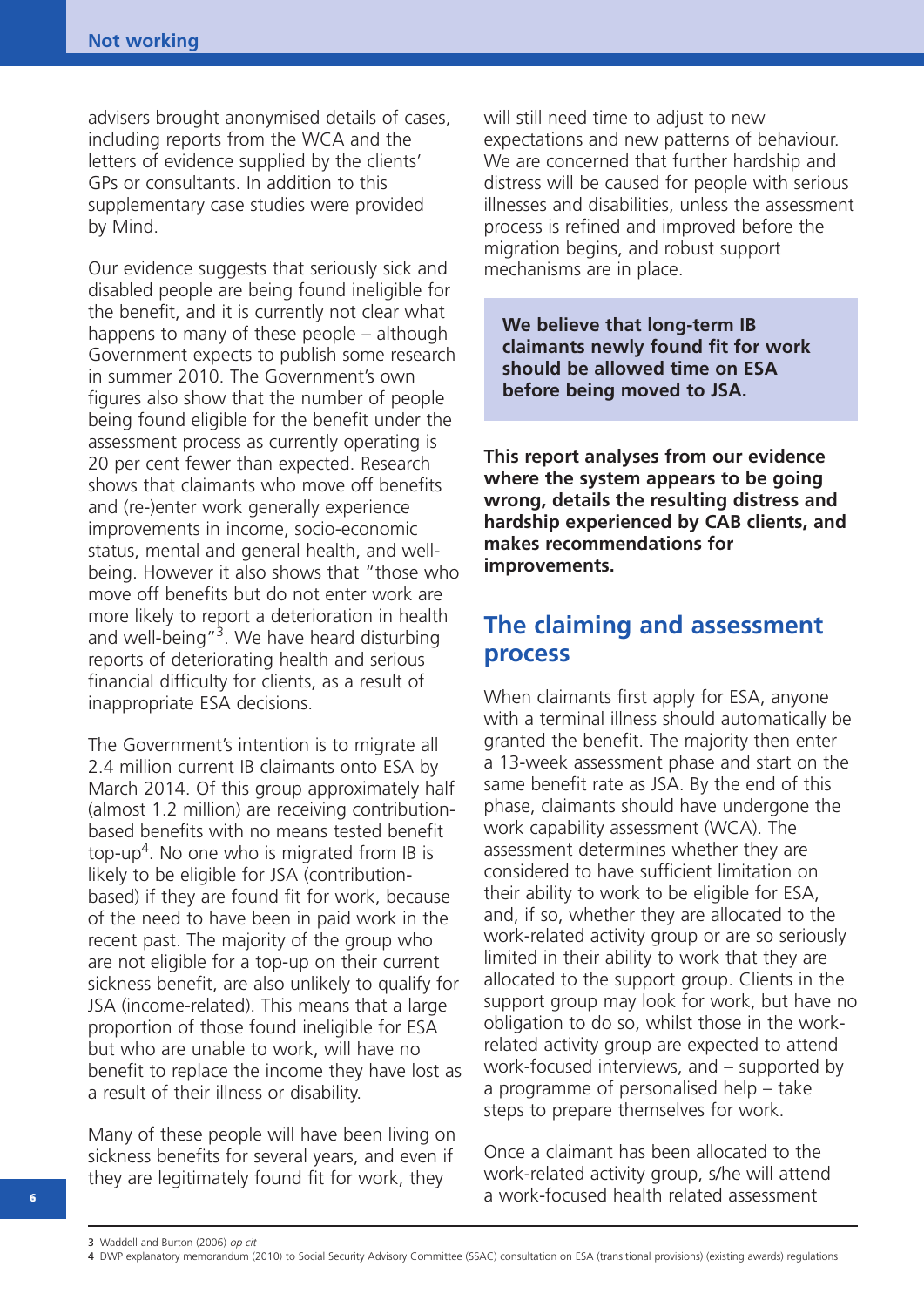advisers brought anonymised details of cases, including reports from the WCA and the letters of evidence supplied by the clients' GPs or consultants. In addition to this supplementary case studies were provided by Mind.

Our evidence suggests that seriously sick and disabled people are being found ineligible for the benefit, and it is currently not clear what happens to many of these people – although Government expects to publish some research in summer 2010. The Government's own figures also show that the number of people being found eligible for the benefit under the assessment process as currently operating is 20 per cent fewer than expected. Research shows that claimants who move off benefits and (re-)enter work generally experience improvements in income, socio-economic status, mental and general health, and well-being. However it also shows that "those who move off benefits but do not enter work are more likely to report a deterioration in health and well-being"[3]. We have heard disturbing reports of deteriorating health and serious financial difficulty for clients, as a result of inappropriate ESA decisions.

The Government's intention is to migrate all 2.4 million current IB claimants onto ESA by March 2014. Of this group approximately half (almost 1.2 million) are receiving contribution-based benefits with no means tested benefit top-up[4]. No one who is migrated from IB is likely to be eligible for JSA (contribution-based) if they are found fit for work, because of the need to have been in paid work in the recent past. The majority of the group who are not eligible for a top-up on their current sickness benefit, are also unlikely to qualify for JSA (income-related). This means that a large proportion of those found ineligible for ESA but who are unable to work, will have no benefit to replace the income they have lost as a result of their illness or disability.

Many of these people will have been living on sickness benefits for several years, and even if they are legitimately found fit for work, they will still need time to adjust to new expectations and new patterns of behaviour. We are concerned that further hardship and distress will be caused for people with serious illnesses and disabilities, unless the assessment process is refined and improved before the migration begins, and robust support mechanisms are in place.

**We believe that long-term IB claimants newly found fit for work should be allowed time on ESA before being moved to JSA.**

**This report analyses from our evidence where the system appears to be going wrong, details the resulting distress and hardship experienced by CAB clients, and makes recommendations for improvements.**

## The claiming and assessment process

When claimants first apply for ESA, anyone with a terminal illness should automatically be granted the benefit. The majority then enter a 13-week assessment phase and start on the same benefit rate as JSA. By the end of this phase, claimants should have undergone the work capability assessment (WCA). The assessment determines whether they are considered to have sufficient limitation on their ability to work to be eligible for ESA, and, if so, whether they are allocated to the work-related activity group or are so seriously limited in their ability to work that they are allocated to the support group. Clients in the support group may look for work, but have no obligation to do so, whilst those in the work-related activity group are expected to attend work-focused interviews, and – supported by a programme of personalised help – take steps to prepare themselves for work.

Once a claimant has been allocated to the work-related activity group, s/he will attend a work-focused health related assessment

---

3 Waddell and Burton (2006) *op cit*

4 DWP explanatory memorandum (2010) to Social Security Advisory Committee (SSAC) consultation on ESA (transitional provisions) (existing awards) regulations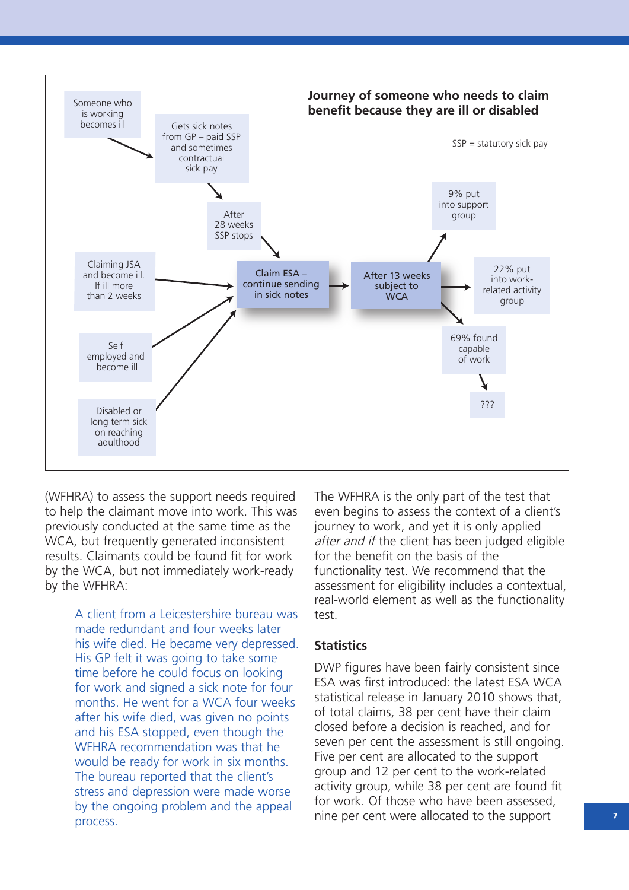**Journey of someone who needs to claim benefit because they are ill or disabled**

SSP = statutory sick pay

- Someone who is working becomes ill → Gets sick notes from GP – paid SSP and sometimes contractual sick pay → After 28 weeks SSP stops → Claim ESA – continue sending in sick notes
- Claiming JSA and become ill. If ill more than 2 weeks → Claim ESA – continue sending in sick notes
- Self employed and become ill → Claim ESA – continue sending in sick notes
- Disabled or long term sick on reaching adulthood → Claim ESA – continue sending in sick notes
- Claim ESA – continue sending in sick notes → After 13 weeks subject to WCA
- After 13 weeks subject to WCA → 9% put into support group
- After 13 weeks subject to WCA → 22% put into work-related activity group
- After 13 weeks subject to WCA → 69% found capable of work → ???

(WFHRA) to assess the support needs required to help the claimant move into work. This was previously conducted at the same time as the WCA, but frequently generated inconsistent results. Claimants could be found fit for work by the WCA, but not immediately work-ready by the WFHRA:

> A client from a Leicestershire bureau was made redundant and four weeks later his wife died. He became very depressed. His GP felt it was going to take some time before he could focus on looking for work and signed a sick note for four months. He went for a WCA four weeks after his wife died, was given no points and his ESA stopped, even though the WFHRA recommendation was that he would be ready for work in six months. The bureau reported that the client's stress and depression were made worse by the ongoing problem and the appeal process.

The WFHRA is the only part of the test that even begins to assess the context of a client's journey to work, and yet it is only applied *after and if* the client has been judged eligible for the benefit on the basis of the functionality test. We recommend that the assessment for eligibility includes a contextual, real-world element as well as the functionality test.

## Statistics

DWP figures have been fairly consistent since ESA was first introduced: the latest ESA WCA statistical release in January 2010 shows that, of total claims, 38 per cent have their claim closed before a decision is reached, and for seven per cent the assessment is still ongoing. Five per cent are allocated to the support group and 12 per cent to the work-related activity group, while 38 per cent are found fit for work. Of those who have been assessed, nine per cent were allocated to the support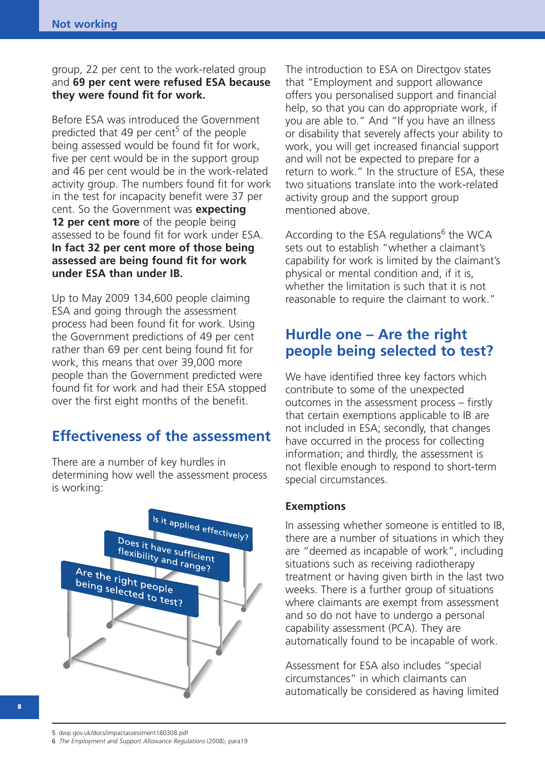group, 22 per cent to the work-related group and **69 per cent were refused ESA because they were found fit for work.**

Before ESA was introduced the Government predicted that 49 per cent[5] of the people being assessed would be found fit for work, five per cent would be in the support group and 46 per cent would be in the work-related activity group. The numbers found fit for work in the test for incapacity benefit were 37 per cent. So the Government was **expecting 12 per cent more** of the people being assessed to be found fit for work under ESA. **In fact 32 per cent more of those being assessed are being found fit for work under ESA than under IB.**

Up to May 2009 134,600 people claiming ESA and going through the assessment process had been found fit for work. Using the Government predictions of 49 per cent rather than 69 per cent being found fit for work, this means that over 39,000 more people than the Government predicted were found fit for work and had their ESA stopped over the first eight months of the benefit.

## Effectiveness of the assessment

There are a number of key hurdles in determining how well the assessment process is working:

Is it applied effectively?

Does it have sufficient flexibility and range?

Are the right people being selected to test?

The introduction to ESA on Directgov states that "Employment and support allowance offers you personalised support and financial help, so that you can do appropriate work, if you are able to." And "If you have an illness or disability that severely affects your ability to work, you will get increased financial support and will not be expected to prepare for a return to work." In the structure of ESA, these two situations translate into the work-related activity group and the support group mentioned above.

According to the ESA regulations[6] the WCA sets out to establish "whether a claimant's capability for work is limited by the claimant's physical or mental condition and, if it is, whether the limitation is such that it is not reasonable to require the claimant to work."

## Hurdle one – Are the right people being selected to test?

We have identified three key factors which contribute to some of the unexpected outcomes in the assessment process – firstly that certain exemptions applicable to IB are not included in ESA; secondly, that changes have occurred in the process for collecting information; and thirdly, the assessment is not flexible enough to respond to short-term special circumstances.

### Exemptions

In assessing whether someone is entitled to IB, there are a number of situations in which they are "deemed as incapable of work", including situations such as receiving radiotherapy treatment or having given birth in the last two weeks. There is a further group of situations where claimants are exempt from assessment and so do not have to undergo a personal capability assessment (PCA). They are automatically found to be incapable of work.

Assessment for ESA also includes "special circumstances" in which claimants can automatically be considered as having limited

5 dwp.gov.uk/docs/impactassessment180308.pdf
6 *The Employment and Support Allowance Regulations* (2008), para19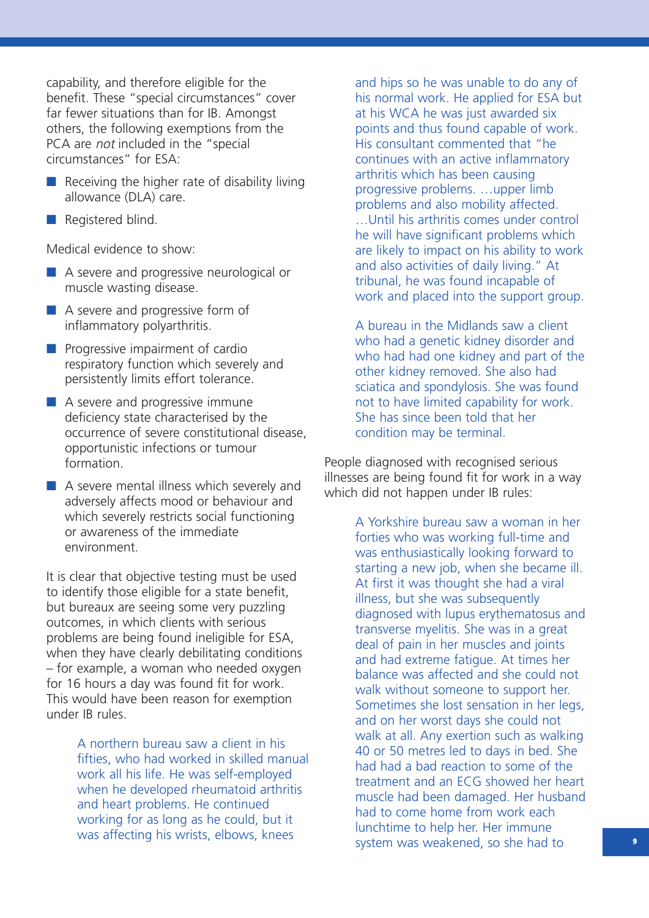capability, and therefore eligible for the benefit. These "special circumstances" cover far fewer situations than for IB. Amongst others, the following exemptions from the PCA are *not* included in the "special circumstances" for ESA:

- Receiving the higher rate of disability living allowance (DLA) care.
- Registered blind.

Medical evidence to show:

- A severe and progressive neurological or muscle wasting disease.
- A severe and progressive form of inflammatory polyarthritis.
- Progressive impairment of cardio respiratory function which severely and persistently limits effort tolerance.
- A severe and progressive immune deficiency state characterised by the occurrence of severe constitutional disease, opportunistic infections or tumour formation.
- A severe mental illness which severely and adversely affects mood or behaviour and which severely restricts social functioning or awareness of the immediate environment.

It is clear that objective testing must be used to identify those eligible for a state benefit, but bureaux are seeing some very puzzling outcomes, in which clients with serious problems are being found ineligible for ESA, when they have clearly debilitating conditions – for example, a woman who needed oxygen for 16 hours a day was found fit for work. This would have been reason for exemption under IB rules.

> A northern bureau saw a client in his fifties, who had worked in skilled manual work all his life. He was self-employed when he developed rheumatoid arthritis and heart problems. He continued working for as long as he could, but it was affecting his wrists, elbows, knees and hips so he was unable to do any of his normal work. He applied for ESA but at his WCA he was just awarded six points and thus found capable of work. His consultant commented that "he continues with an active inflammatory arthritis which has been causing progressive problems. …upper limb problems and also mobility affected. …Until his arthritis comes under control he will have significant problems which are likely to impact on his ability to work and also activities of daily living." At tribunal, he was found incapable of work and placed into the support group.

> A bureau in the Midlands saw a client who had a genetic kidney disorder and who had had one kidney and part of the other kidney removed. She also had sciatica and spondylosis. She was found not to have limited capability for work. She has since been told that her condition may be terminal.

People diagnosed with recognised serious illnesses are being found fit for work in a way which did not happen under IB rules:

> A Yorkshire bureau saw a woman in her forties who was working full-time and was enthusiastically looking forward to starting a new job, when she became ill. At first it was thought she had a viral illness, but she was subsequently diagnosed with lupus erythematosus and transverse myelitis. She was in a great deal of pain in her muscles and joints and had extreme fatigue. At times her balance was affected and she could not walk without someone to support her. Sometimes she lost sensation in her legs, and on her worst days she could not walk at all. Any exertion such as walking 40 or 50 metres led to days in bed. She had had a bad reaction to some of the treatment and an ECG showed her heart muscle had been damaged. Her husband had to come home from work each lunchtime to help her. Her immune system was weakened, so she had to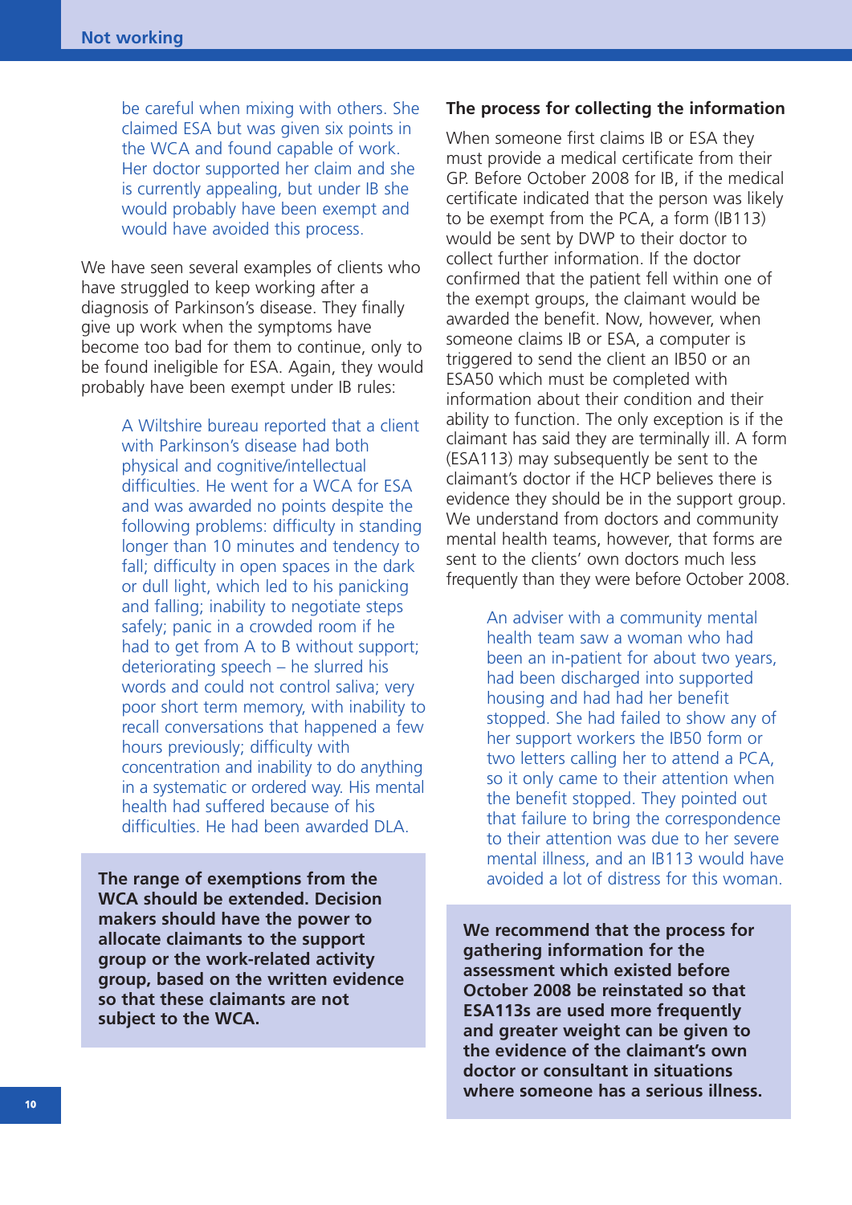be careful when mixing with others. She claimed ESA but was given six points in the WCA and found capable of work. Her doctor supported her claim and she is currently appealing, but under IB she would probably have been exempt and would have avoided this process.

We have seen several examples of clients who have struggled to keep working after a diagnosis of Parkinson's disease. They finally give up work when the symptoms have become too bad for them to continue, only to be found ineligible for ESA. Again, they would probably have been exempt under IB rules:

> A Wiltshire bureau reported that a client with Parkinson's disease had both physical and cognitive/intellectual difficulties. He went for a WCA for ESA and was awarded no points despite the following problems: difficulty in standing longer than 10 minutes and tendency to fall; difficulty in open spaces in the dark or dull light, which led to his panicking and falling; inability to negotiate steps safely; panic in a crowded room if he had to get from A to B without support; deteriorating speech – he slurred his words and could not control saliva; very poor short term memory, with inability to recall conversations that happened a few hours previously; difficulty with concentration and inability to do anything in a systematic or ordered way. His mental health had suffered because of his difficulties. He had been awarded DLA.

**The range of exemptions from the WCA should be extended. Decision makers should have the power to allocate claimants to the support group or the work-related activity group, based on the written evidence so that these claimants are not subject to the WCA.**

### The process for collecting the information

When someone first claims IB or ESA they must provide a medical certificate from their GP. Before October 2008 for IB, if the medical certificate indicated that the person was likely to be exempt from the PCA, a form (IB113) would be sent by DWP to their doctor to collect further information. If the doctor confirmed that the patient fell within one of the exempt groups, the claimant would be awarded the benefit. Now, however, when someone claims IB or ESA, a computer is triggered to send the client an IB50 or an ESA50 which must be completed with information about their condition and their ability to function. The only exception is if the claimant has said they are terminally ill. A form (ESA113) may subsequently be sent to the claimant's doctor if the HCP believes there is evidence they should be in the support group. We understand from doctors and community mental health teams, however, that forms are sent to the clients' own doctors much less frequently than they were before October 2008.

> An adviser with a community mental health team saw a woman who had been an in-patient for about two years, had been discharged into supported housing and had had her benefit stopped. She had failed to show any of her support workers the IB50 form or two letters calling her to attend a PCA, so it only came to their attention when the benefit stopped. They pointed out that failure to bring the correspondence to their attention was due to her severe mental illness, and an IB113 would have avoided a lot of distress for this woman.

**We recommend that the process for gathering information for the assessment which existed before October 2008 be reinstated so that ESA113s are used more frequently and greater weight can be given to the evidence of the claimant's own doctor or consultant in situations where someone has a serious illness.**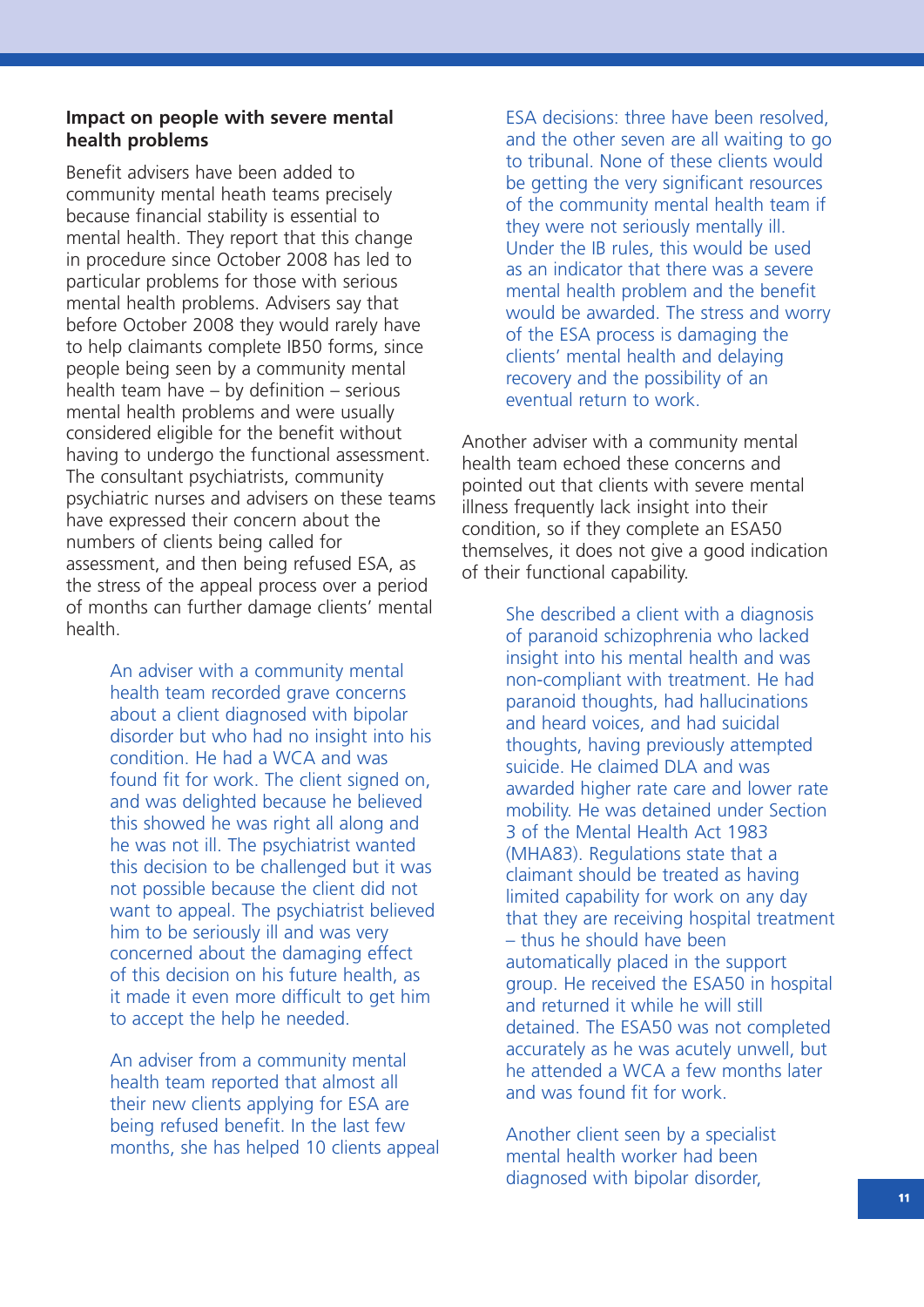### Impact on people with severe mental health problems

Benefit advisers have been added to community mental heath teams precisely because financial stability is essential to mental health. They report that this change in procedure since October 2008 has led to particular problems for those with serious mental health problems. Advisers say that before October 2008 they would rarely have to help claimants complete IB50 forms, since people being seen by a community mental health team have – by definition – serious mental health problems and were usually considered eligible for the benefit without having to undergo the functional assessment. The consultant psychiatrists, community psychiatric nurses and advisers on these teams have expressed their concern about the numbers of clients being called for assessment, and then being refused ESA, as the stress of the appeal process over a period of months can further damage clients' mental health.

> An adviser with a community mental health team recorded grave concerns about a client diagnosed with bipolar disorder but who had no insight into his condition. He had a WCA and was found fit for work. The client signed on, and was delighted because he believed this showed he was right all along and he was not ill. The psychiatrist wanted this decision to be challenged but it was not possible because the client did not want to appeal. The psychiatrist believed him to be seriously ill and was very concerned about the damaging effect of this decision on his future health, as it made it even more difficult to get him to accept the help he needed.

> An adviser from a community mental health team reported that almost all their new clients applying for ESA are being refused benefit. In the last few months, she has helped 10 clients appeal ESA decisions: three have been resolved, and the other seven are all waiting to go to tribunal. None of these clients would be getting the very significant resources of the community mental health team if they were not seriously mentally ill. Under the IB rules, this would be used as an indicator that there was a severe mental health problem and the benefit would be awarded. The stress and worry of the ESA process is damaging the clients' mental health and delaying recovery and the possibility of an eventual return to work.

Another adviser with a community mental health team echoed these concerns and pointed out that clients with severe mental illness frequently lack insight into their condition, so if they complete an ESA50 themselves, it does not give a good indication of their functional capability.

> She described a client with a diagnosis of paranoid schizophrenia who lacked insight into his mental health and was non-compliant with treatment. He had paranoid thoughts, had hallucinations and heard voices, and had suicidal thoughts, having previously attempted suicide. He claimed DLA and was awarded higher rate care and lower rate mobility. He was detained under Section 3 of the Mental Health Act 1983 (MHA83). Regulations state that a claimant should be treated as having limited capability for work on any day that they are receiving hospital treatment – thus he should have been automatically placed in the support group. He received the ESA50 in hospital and returned it while he will still detained. The ESA50 was not completed accurately as he was acutely unwell, but he attended a WCA a few months later and was found fit for work.

> Another client seen by a specialist mental health worker had been diagnosed with bipolar disorder,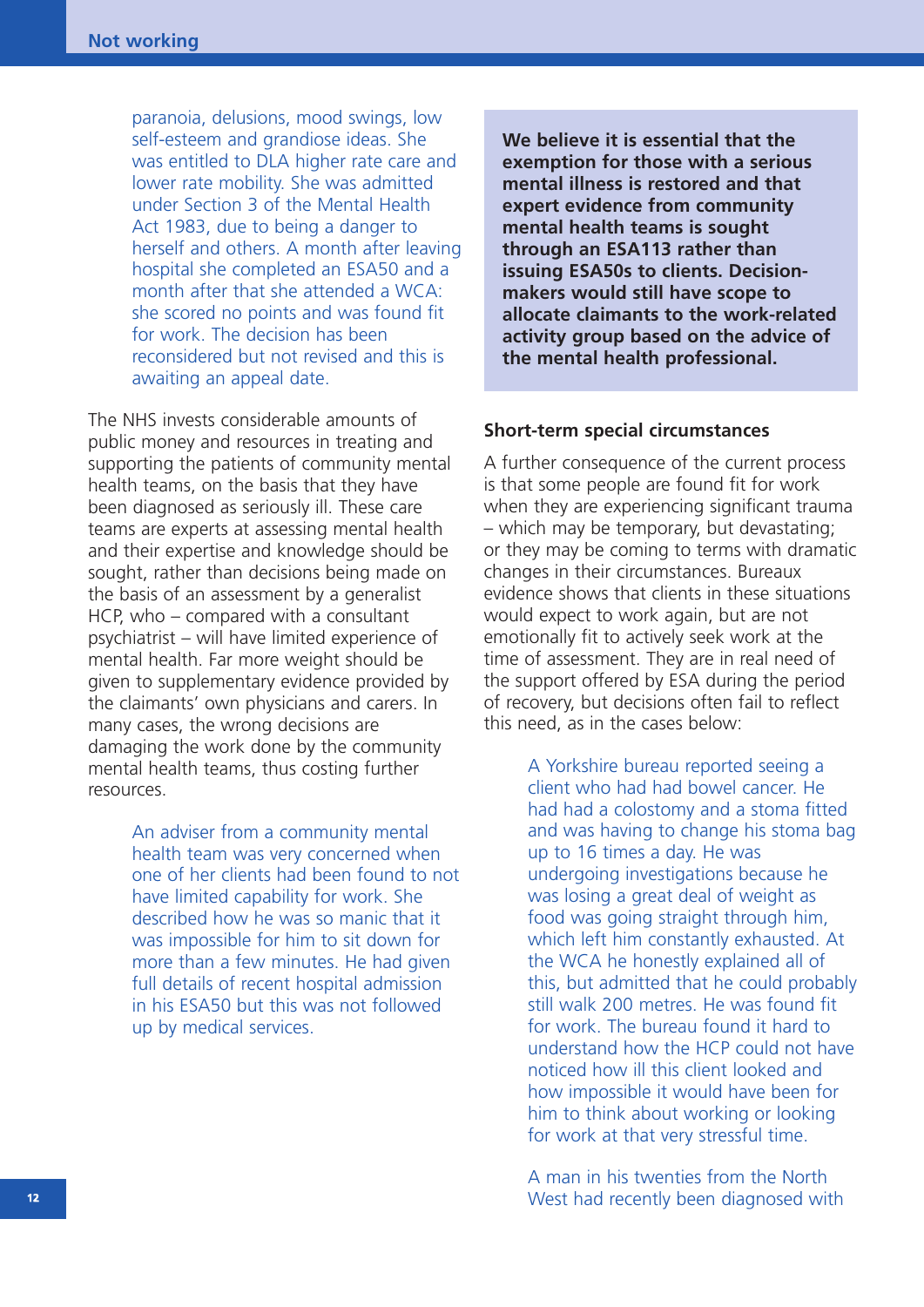paranoia, delusions, mood swings, low self-esteem and grandiose ideas. She was entitled to DLA higher rate care and lower rate mobility. She was admitted under Section 3 of the Mental Health Act 1983, due to being a danger to herself and others. A month after leaving hospital she completed an ESA50 and a month after that she attended a WCA: she scored no points and was found fit for work. The decision has been reconsidered but not revised and this is awaiting an appeal date.

The NHS invests considerable amounts of public money and resources in treating and supporting the patients of community mental health teams, on the basis that they have been diagnosed as seriously ill. These care teams are experts at assessing mental health and their expertise and knowledge should be sought, rather than decisions being made on the basis of an assessment by a generalist HCP, who – compared with a consultant psychiatrist – will have limited experience of mental health. Far more weight should be given to supplementary evidence provided by the claimants' own physicians and carers. In many cases, the wrong decisions are damaging the work done by the community mental health teams, thus costing further resources.

An adviser from a community mental health team was very concerned when one of her clients had been found to not have limited capability for work. She described how he was so manic that it was impossible for him to sit down for more than a few minutes. He had given full details of recent hospital admission in his ESA50 but this was not followed up by medical services.

**We believe it is essential that the exemption for those with a serious mental illness is restored and that expert evidence from community mental health teams is sought through an ESA113 rather than issuing ESA50s to clients. Decision-makers would still have scope to allocate claimants to the work-related activity group based on the advice of the mental health professional.**

### Short-term special circumstances

A further consequence of the current process is that some people are found fit for work when they are experiencing significant trauma – which may be temporary, but devastating; or they may be coming to terms with dramatic changes in their circumstances. Bureaux evidence shows that clients in these situations would expect to work again, but are not emotionally fit to actively seek work at the time of assessment. They are in real need of the support offered by ESA during the period of recovery, but decisions often fail to reflect this need, as in the cases below:

A Yorkshire bureau reported seeing a client who had had bowel cancer. He had had a colostomy and a stoma fitted and was having to change his stoma bag up to 16 times a day. He was undergoing investigations because he was losing a great deal of weight as food was going straight through him, which left him constantly exhausted. At the WCA he honestly explained all of this, but admitted that he could probably still walk 200 metres. He was found fit for work. The bureau found it hard to understand how the HCP could not have noticed how ill this client looked and how impossible it would have been for him to think about working or looking for work at that very stressful time.

A man in his twenties from the North West had recently been diagnosed with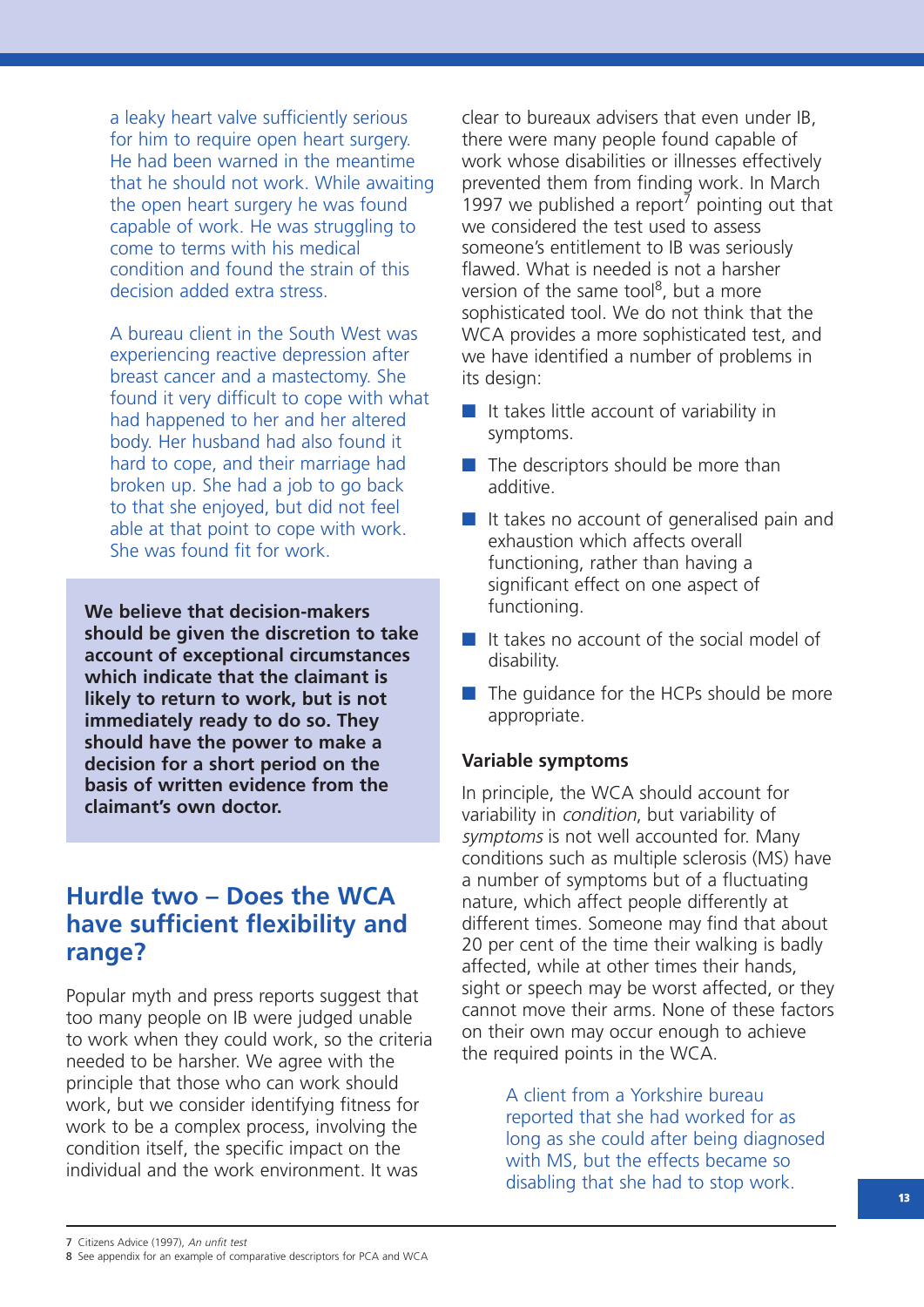a leaky heart valve sufficiently serious for him to require open heart surgery. He had been warned in the meantime that he should not work. While awaiting the open heart surgery he was found capable of work. He was struggling to come to terms with his medical condition and found the strain of this decision added extra stress.

A bureau client in the South West was experiencing reactive depression after breast cancer and a mastectomy. She found it very difficult to cope with what had happened to her and her altered body. Her husband had also found it hard to cope, and their marriage had broken up. She had a job to go back to that she enjoyed, but did not feel able at that point to cope with work. She was found fit for work.

**We believe that decision-makers should be given the discretion to take account of exceptional circumstances which indicate that the claimant is likely to return to work, but is not immediately ready to do so. They should have the power to make a decision for a short period on the basis of written evidence from the claimant's own doctor.**

## Hurdle two – Does the WCA have sufficient flexibility and range?

Popular myth and press reports suggest that too many people on IB were judged unable to work when they could work, so the criteria needed to be harsher. We agree with the principle that those who can work should work, but we consider identifying fitness for work to be a complex process, involving the condition itself, the specific impact on the individual and the work environment. It was clear to bureaux advisers that even under IB, there were many people found capable of work whose disabilities or illnesses effectively prevented them from finding work. In March 1997 we published a report[7] pointing out that we considered the test used to assess someone's entitlement to IB was seriously flawed. What is needed is not a harsher version of the same tool[8], but a more sophisticated tool. We do not think that the WCA provides a more sophisticated test, and we have identified a number of problems in its design:

- It takes little account of variability in symptoms.
- The descriptors should be more than additive.
- It takes no account of generalised pain and exhaustion which affects overall functioning, rather than having a significant effect on one aspect of functioning.
- It takes no account of the social model of disability.
- The guidance for the HCPs should be more appropriate.

### Variable symptoms

In principle, the WCA should account for variability in *condition*, but variability of *symptoms* is not well accounted for. Many conditions such as multiple sclerosis (MS) have a number of symptoms but of a fluctuating nature, which affect people differently at different times. Someone may find that about 20 per cent of the time their walking is badly affected, while at other times their hands, sight or speech may be worst affected, or they cannot move their arms. None of these factors on their own may occur enough to achieve the required points in the WCA.

A client from a Yorkshire bureau reported that she had worked for as long as she could after being diagnosed with MS, but the effects became so disabling that she had to stop work.

7 Citizens Advice (1997), *An unfit test*

8 See appendix for an example of comparative descriptors for PCA and WCA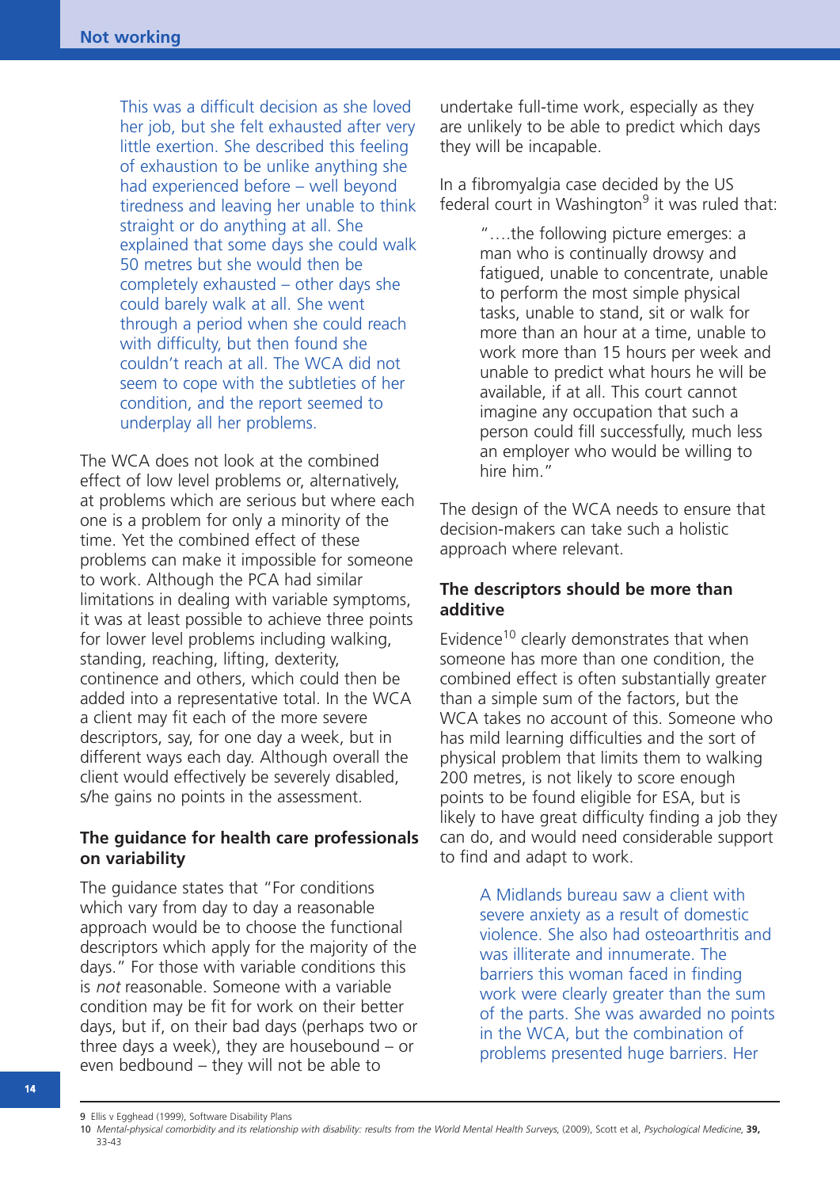This was a difficult decision as she loved her job, but she felt exhausted after very little exertion. She described this feeling of exhaustion to be unlike anything she had experienced before – well beyond tiredness and leaving her unable to think straight or do anything at all. She explained that some days she could walk 50 metres but she would then be completely exhausted – other days she could barely walk at all. She went through a period when she could reach with difficulty, but then found she couldn't reach at all. The WCA did not seem to cope with the subtleties of her condition, and the report seemed to underplay all her problems.

The WCA does not look at the combined effect of low level problems or, alternatively, at problems which are serious but where each one is a problem for only a minority of the time. Yet the combined effect of these problems can make it impossible for someone to work. Although the PCA had similar limitations in dealing with variable symptoms, it was at least possible to achieve three points for lower level problems including walking, standing, reaching, lifting, dexterity, continence and others, which could then be added into a representative total. In the WCA a client may fit each of the more severe descriptors, say, for one day a week, but in different ways each day. Although overall the client would effectively be severely disabled, s/he gains no points in the assessment.

### The guidance for health care professionals on variability

The guidance states that "For conditions which vary from day to day a reasonable approach would be to choose the functional descriptors which apply for the majority of the days." For those with variable conditions this is *not* reasonable. Someone with a variable condition may be fit for work on their better days, but if, on their bad days (perhaps two or three days a week), they are housebound – or even bedbound – they will not be able to undertake full-time work, especially as they are unlikely to be able to predict which days they will be incapable.

In a fibromyalgia case decided by the US federal court in Washington[9] it was ruled that:

> "….the following picture emerges: a man who is continually drowsy and fatigued, unable to concentrate, unable to perform the most simple physical tasks, unable to stand, sit or walk for more than an hour at a time, unable to work more than 15 hours per week and unable to predict what hours he will be available, if at all. This court cannot imagine any occupation that such a person could fill successfully, much less an employer who would be willing to hire him."

The design of the WCA needs to ensure that decision-makers can take such a holistic approach where relevant.

### The descriptors should be more than additive

Evidence[10] clearly demonstrates that when someone has more than one condition, the combined effect is often substantially greater than a simple sum of the factors, but the WCA takes no account of this. Someone who has mild learning difficulties and the sort of physical problem that limits them to walking 200 metres, is not likely to score enough points to be found eligible for ESA, but is likely to have great difficulty finding a job they can do, and would need considerable support to find and adapt to work.

A Midlands bureau saw a client with severe anxiety as a result of domestic violence. She also had osteoarthritis and was illiterate and innumerate. The barriers this woman faced in finding work were clearly greater than the sum of the parts. She was awarded no points in the WCA, but the combination of problems presented huge barriers. Her

---

9 Ellis v Egghead (1999), Software Disability Plans

10 *Mental-physical comorbidity and its relationship with disability: results from the World Mental Health Surveys*, (2009), Scott et al, *Psychological Medicine*, **39,** 33-43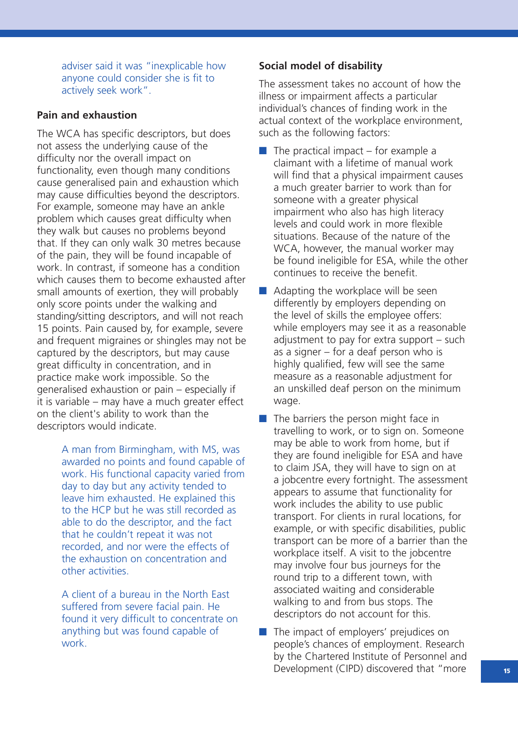adviser said it was "inexplicable how anyone could consider she is fit to actively seek work".

### Pain and exhaustion

The WCA has specific descriptors, but does not assess the underlying cause of the difficulty nor the overall impact on functionality, even though many conditions cause generalised pain and exhaustion which may cause difficulties beyond the descriptors. For example, someone may have an ankle problem which causes great difficulty when they walk but causes no problems beyond that. If they can only walk 30 metres because of the pain, they will be found incapable of work. In contrast, if someone has a condition which causes them to become exhausted after small amounts of exertion, they will probably only score points under the walking and standing/sitting descriptors, and will not reach 15 points. Pain caused by, for example, severe and frequent migraines or shingles may not be captured by the descriptors, but may cause great difficulty in concentration, and in practice make work impossible. So the generalised exhaustion or pain – especially if it is variable – may have a much greater effect on the client's ability to work than the descriptors would indicate.

> A man from Birmingham, with MS, was awarded no points and found capable of work. His functional capacity varied from day to day but any activity tended to leave him exhausted. He explained this to the HCP but he was still recorded as able to do the descriptor, and the fact that he couldn't repeat it was not recorded, and nor were the effects of the exhaustion on concentration and other activities.

> A client of a bureau in the North East suffered from severe facial pain. He found it very difficult to concentrate on anything but was found capable of work.

### Social model of disability

The assessment takes no account of how the illness or impairment affects a particular individual's chances of finding work in the actual context of the workplace environment, such as the following factors:

- The practical impact – for example a claimant with a lifetime of manual work will find that a physical impairment causes a much greater barrier to work than for someone with a greater physical impairment who also has high literacy levels and could work in more flexible situations. Because of the nature of the WCA, however, the manual worker may be found ineligible for ESA, while the other continues to receive the benefit.
- Adapting the workplace will be seen differently by employers depending on the level of skills the employee offers: while employers may see it as a reasonable adjustment to pay for extra support – such as a signer – for a deaf person who is highly qualified, few will see the same measure as a reasonable adjustment for an unskilled deaf person on the minimum wage.
- The barriers the person might face in travelling to work, or to sign on. Someone may be able to work from home, but if they are found ineligible for ESA and have to claim JSA, they will have to sign on at a jobcentre every fortnight. The assessment appears to assume that functionality for work includes the ability to use public transport. For clients in rural locations, for example, or with specific disabilities, public transport can be more of a barrier than the workplace itself. A visit to the jobcentre may involve four bus journeys for the round trip to a different town, with associated waiting and considerable walking to and from bus stops. The descriptors do not account for this.
- The impact of employers' prejudices on people's chances of employment. Research by the Chartered Institute of Personnel and Development (CIPD) discovered that "more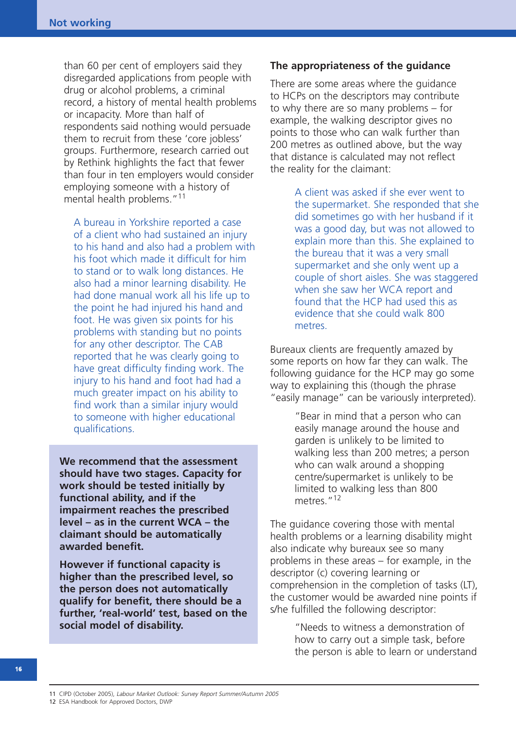than 60 per cent of employers said they disregarded applications from people with drug or alcohol problems, a criminal record, a history of mental health problems or incapacity. More than half of respondents said nothing would persuade them to recruit from these 'core jobless' groups. Furthermore, research carried out by Rethink highlights the fact that fewer than four in ten employers would consider employing someone with a history of mental health problems."[11]

> A bureau in Yorkshire reported a case of a client who had sustained an injury to his hand and also had a problem with his foot which made it difficult for him to stand or to walk long distances. He also had a minor learning disability. He had done manual work all his life up to the point he had injured his hand and foot. He was given six points for his problems with standing but no points for any other descriptor. The CAB reported that he was clearly going to have great difficulty finding work. The injury to his hand and foot had had a much greater impact on his ability to find work than a similar injury would to someone with higher educational qualifications.

**We recommend that the assessment should have two stages. Capacity for work should be tested initially by functional ability, and if the impairment reaches the prescribed level – as in the current WCA – the claimant should be automatically awarded benefit.**

**However if functional capacity is higher than the prescribed level, so the person does not automatically qualify for benefit, there should be a further, 'real-world' test, based on the social model of disability.**

### The appropriateness of the guidance

There are some areas where the guidance to HCPs on the descriptors may contribute to why there are so many problems – for example, the walking descriptor gives no points to those who can walk further than 200 metres as outlined above, but the way that distance is calculated may not reflect the reality for the claimant:

> A client was asked if she ever went to the supermarket. She responded that she did sometimes go with her husband if it was a good day, but was not allowed to explain more than this. She explained to the bureau that it was a very small supermarket and she only went up a couple of short aisles. She was staggered when she saw her WCA report and found that the HCP had used this as evidence that she could walk 800 metres.

Bureaux clients are frequently amazed by some reports on how far they can walk. The following guidance for the HCP may go some way to explaining this (though the phrase "easily manage" can be variously interpreted).

> "Bear in mind that a person who can easily manage around the house and garden is unlikely to be limited to walking less than 200 metres; a person who can walk around a shopping centre/supermarket is unlikely to be limited to walking less than 800 metres."[12]

The guidance covering those with mental health problems or a learning disability might also indicate why bureaux see so many problems in these areas – for example, in the descriptor (c) covering learning or comprehension in the completion of tasks (LT), the customer would be awarded nine points if s/he fulfilled the following descriptor:

> "Needs to witness a demonstration of how to carry out a simple task, before the person is able to learn or understand

---

11 CIPD (October 2005), *Labour Market Outlook: Survey Report Summer/Autumn 2005*
12 ESA Handbook for Approved Doctors, DWP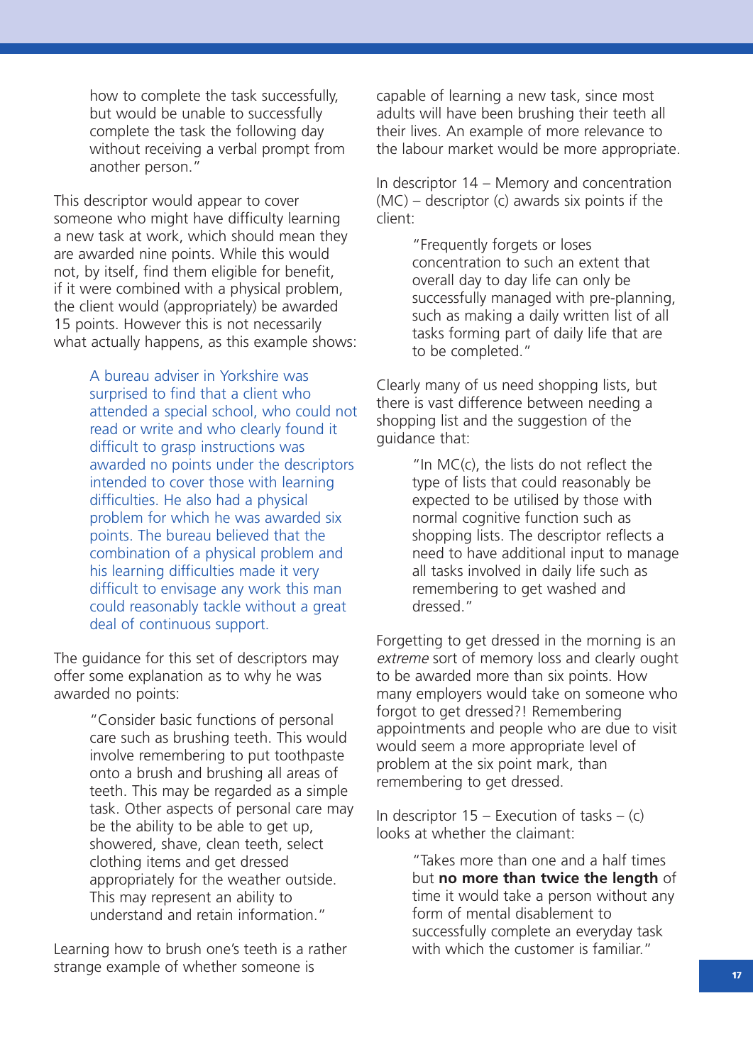how to complete the task successfully, but would be unable to successfully complete the task the following day without receiving a verbal prompt from another person."

This descriptor would appear to cover someone who might have difficulty learning a new task at work, which should mean they are awarded nine points. While this would not, by itself, find them eligible for benefit, if it were combined with a physical problem, the client would (appropriately) be awarded 15 points. However this is not necessarily what actually happens, as this example shows:

> A bureau adviser in Yorkshire was surprised to find that a client who attended a special school, who could not read or write and who clearly found it difficult to grasp instructions was awarded no points under the descriptors intended to cover those with learning difficulties. He also had a physical problem for which he was awarded six points. The bureau believed that the combination of a physical problem and his learning difficulties made it very difficult to envisage any work this man could reasonably tackle without a great deal of continuous support.

The guidance for this set of descriptors may offer some explanation as to why he was awarded no points:

> "Consider basic functions of personal care such as brushing teeth. This would involve remembering to put toothpaste onto a brush and brushing all areas of teeth. This may be regarded as a simple task. Other aspects of personal care may be the ability to be able to get up, showered, shave, clean teeth, select clothing items and get dressed appropriately for the weather outside. This may represent an ability to understand and retain information."

Learning how to brush one's teeth is a rather strange example of whether someone is capable of learning a new task, since most adults will have been brushing their teeth all their lives. An example of more relevance to the labour market would be more appropriate.

In descriptor 14 – Memory and concentration (MC) – descriptor (c) awards six points if the client:

> "Frequently forgets or loses concentration to such an extent that overall day to day life can only be successfully managed with pre-planning, such as making a daily written list of all tasks forming part of daily life that are to be completed."

Clearly many of us need shopping lists, but there is vast difference between needing a shopping list and the suggestion of the guidance that:

> "In MC(c), the lists do not reflect the type of lists that could reasonably be expected to be utilised by those with normal cognitive function such as shopping lists. The descriptor reflects a need to have additional input to manage all tasks involved in daily life such as remembering to get washed and dressed."

Forgetting to get dressed in the morning is an *extreme* sort of memory loss and clearly ought to be awarded more than six points. How many employers would take on someone who forgot to get dressed?! Remembering appointments and people who are due to visit would seem a more appropriate level of problem at the six point mark, than remembering to get dressed.

In descriptor 15 – Execution of tasks – (c) looks at whether the claimant:

> "Takes more than one and a half times but **no more than twice the length** of time it would take a person without any form of mental disablement to successfully complete an everyday task with which the customer is familiar."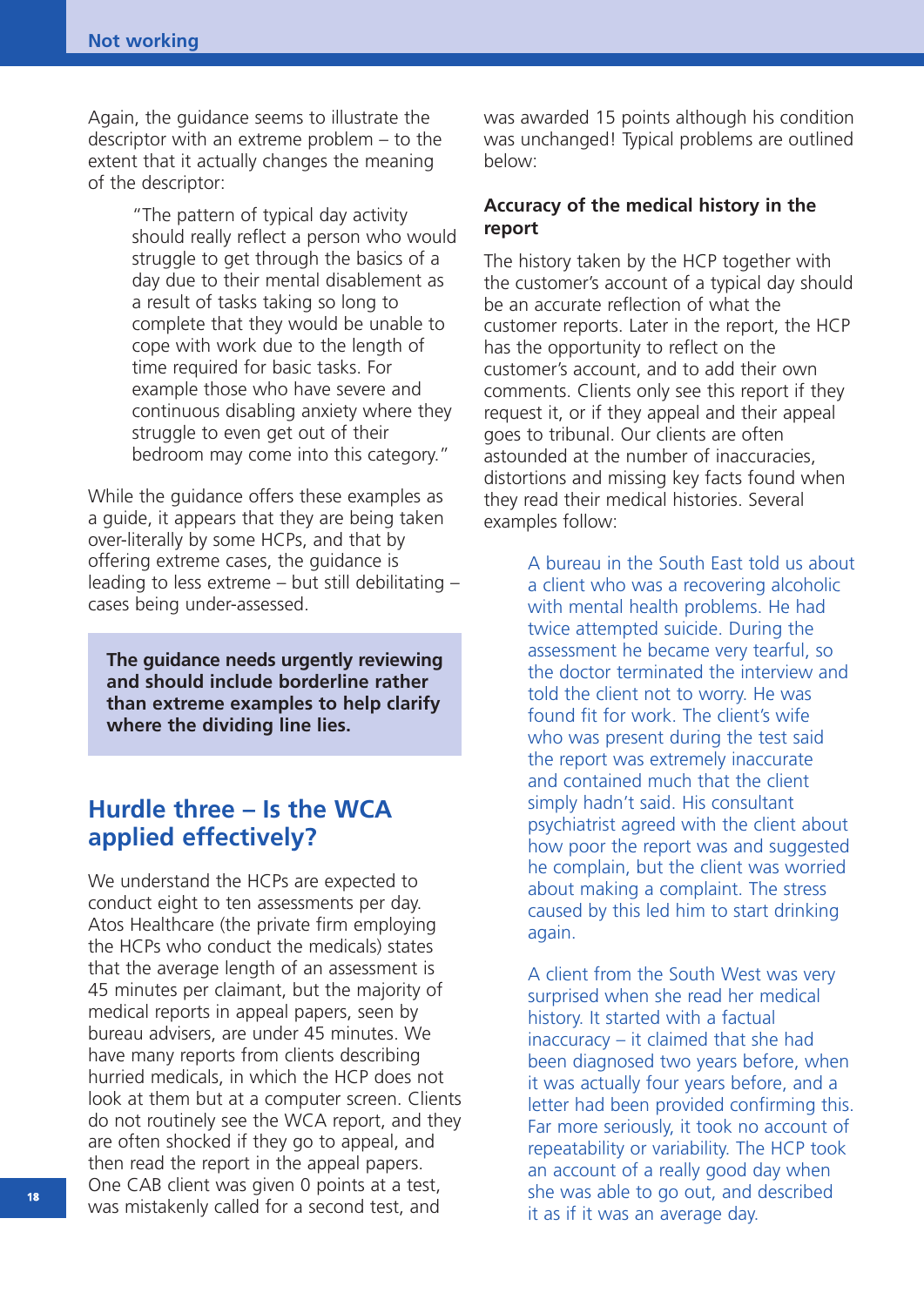Again, the guidance seems to illustrate the descriptor with an extreme problem – to the extent that it actually changes the meaning of the descriptor:

> "The pattern of typical day activity should really reflect a person who would struggle to get through the basics of a day due to their mental disablement as a result of tasks taking so long to complete that they would be unable to cope with work due to the length of time required for basic tasks. For example those who have severe and continuous disabling anxiety where they struggle to even get out of their bedroom may come into this category."

While the guidance offers these examples as a guide, it appears that they are being taken over-literally by some HCPs, and that by offering extreme cases, the guidance is leading to less extreme – but still debilitating – cases being under-assessed.

**The guidance needs urgently reviewing and should include borderline rather than extreme examples to help clarify where the dividing line lies.**

## Hurdle three – Is the WCA applied effectively?

We understand the HCPs are expected to conduct eight to ten assessments per day. Atos Healthcare (the private firm employing the HCPs who conduct the medicals) states that the average length of an assessment is 45 minutes per claimant, but the majority of medical reports in appeal papers, seen by bureau advisers, are under 45 minutes. We have many reports from clients describing hurried medicals, in which the HCP does not look at them but at a computer screen. Clients do not routinely see the WCA report, and they are often shocked if they go to appeal, and then read the report in the appeal papers. One CAB client was given 0 points at a test, was mistakenly called for a second test, and was awarded 15 points although his condition was unchanged! Typical problems are outlined below:

### Accuracy of the medical history in the report

The history taken by the HCP together with the customer's account of a typical day should be an accurate reflection of what the customer reports. Later in the report, the HCP has the opportunity to reflect on the customer's account, and to add their own comments. Clients only see this report if they request it, or if they appeal and their appeal goes to tribunal. Our clients are often astounded at the number of inaccuracies, distortions and missing key facts found when they read their medical histories. Several examples follow:

> A bureau in the South East told us about a client who was a recovering alcoholic with mental health problems. He had twice attempted suicide. During the assessment he became very tearful, so the doctor terminated the interview and told the client not to worry. He was found fit for work. The client's wife who was present during the test said the report was extremely inaccurate and contained much that the client simply hadn't said. His consultant psychiatrist agreed with the client about how poor the report was and suggested he complain, but the client was worried about making a complaint. The stress caused by this led him to start drinking again.

> A client from the South West was very surprised when she read her medical history. It started with a factual inaccuracy – it claimed that she had been diagnosed two years before, when it was actually four years before, and a letter had been provided confirming this. Far more seriously, it took no account of repeatability or variability. The HCP took an account of a really good day when she was able to go out, and described it as if it was an average day.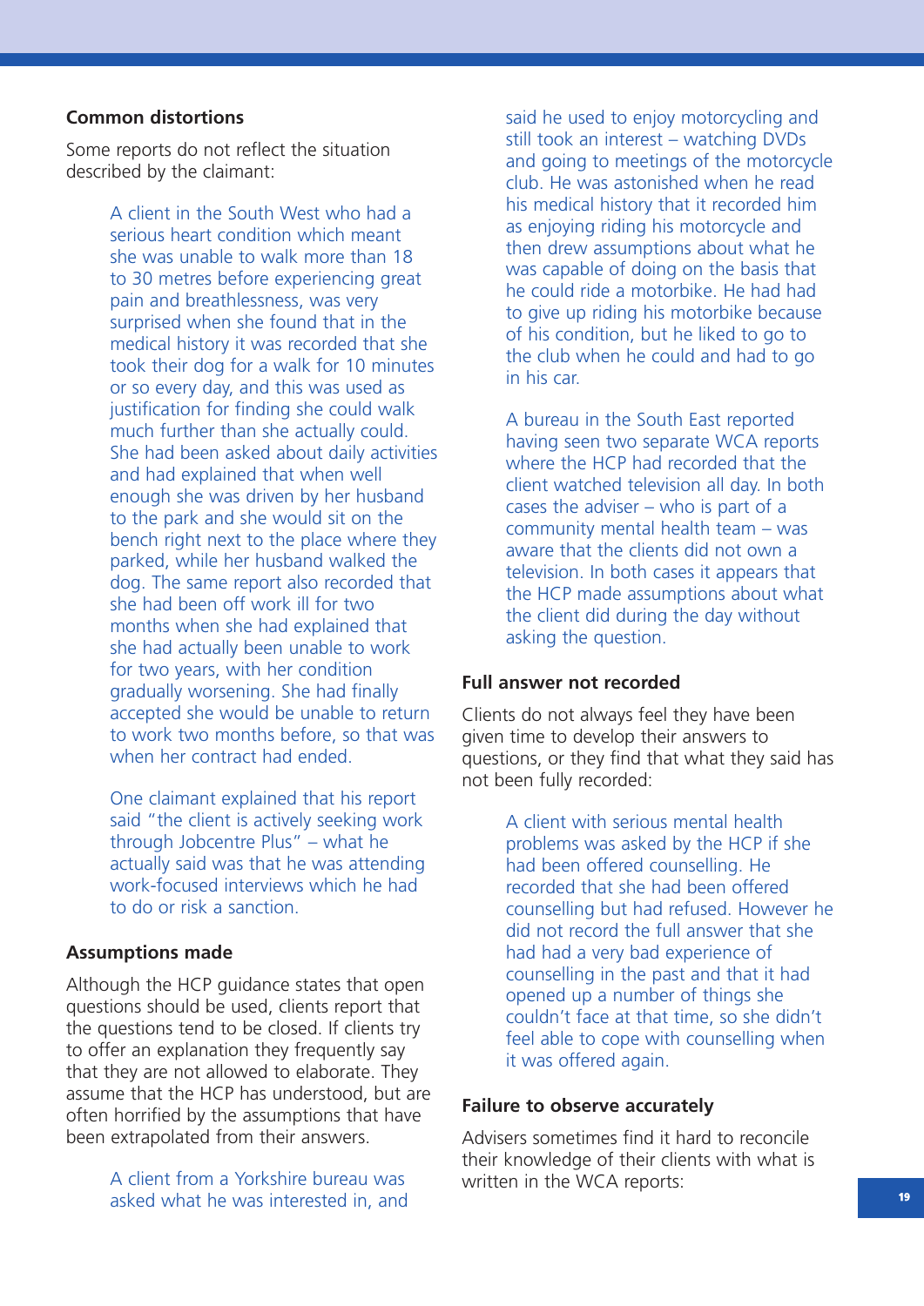### Common distortions

Some reports do not reflect the situation described by the claimant:

> A client in the South West who had a serious heart condition which meant she was unable to walk more than 18 to 30 metres before experiencing great pain and breathlessness, was very surprised when she found that in the medical history it was recorded that she took their dog for a walk for 10 minutes or so every day, and this was used as justification for finding she could walk much further than she actually could. She had been asked about daily activities and had explained that when well enough she was driven by her husband to the park and she would sit on the bench right next to the place where they parked, while her husband walked the dog. The same report also recorded that she had been off work ill for two months when she had explained that she had actually been unable to work for two years, with her condition gradually worsening. She had finally accepted she would be unable to return to work two months before, so that was when her contract had ended.

> One claimant explained that his report said "the client is actively seeking work through Jobcentre Plus" – what he actually said was that he was attending work-focused interviews which he had to do or risk a sanction.

### Assumptions made

Although the HCP guidance states that open questions should be used, clients report that the questions tend to be closed. If clients try to offer an explanation they frequently say that they are not allowed to elaborate. They assume that the HCP has understood, but are often horrified by the assumptions that have been extrapolated from their answers.

> A client from a Yorkshire bureau was asked what he was interested in, and said he used to enjoy motorcycling and still took an interest – watching DVDs and going to meetings of the motorcycle club. He was astonished when he read his medical history that it recorded him as enjoying riding his motorcycle and then drew assumptions about what he was capable of doing on the basis that he could ride a motorbike. He had had to give up riding his motorbike because of his condition, but he liked to go to the club when he could and had to go in his car.

> A bureau in the South East reported having seen two separate WCA reports where the HCP had recorded that the client watched television all day. In both cases the adviser – who is part of a community mental health team – was aware that the clients did not own a television. In both cases it appears that the HCP made assumptions about what the client did during the day without asking the question.

### Full answer not recorded

Clients do not always feel they have been given time to develop their answers to questions, or they find that what they said has not been fully recorded:

> A client with serious mental health problems was asked by the HCP if she had been offered counselling. He recorded that she had been offered counselling but had refused. However he did not record the full answer that she had had a very bad experience of counselling in the past and that it had opened up a number of things she couldn't face at that time, so she didn't feel able to cope with counselling when it was offered again.

### Failure to observe accurately

Advisers sometimes find it hard to reconcile their knowledge of their clients with what is written in the WCA reports: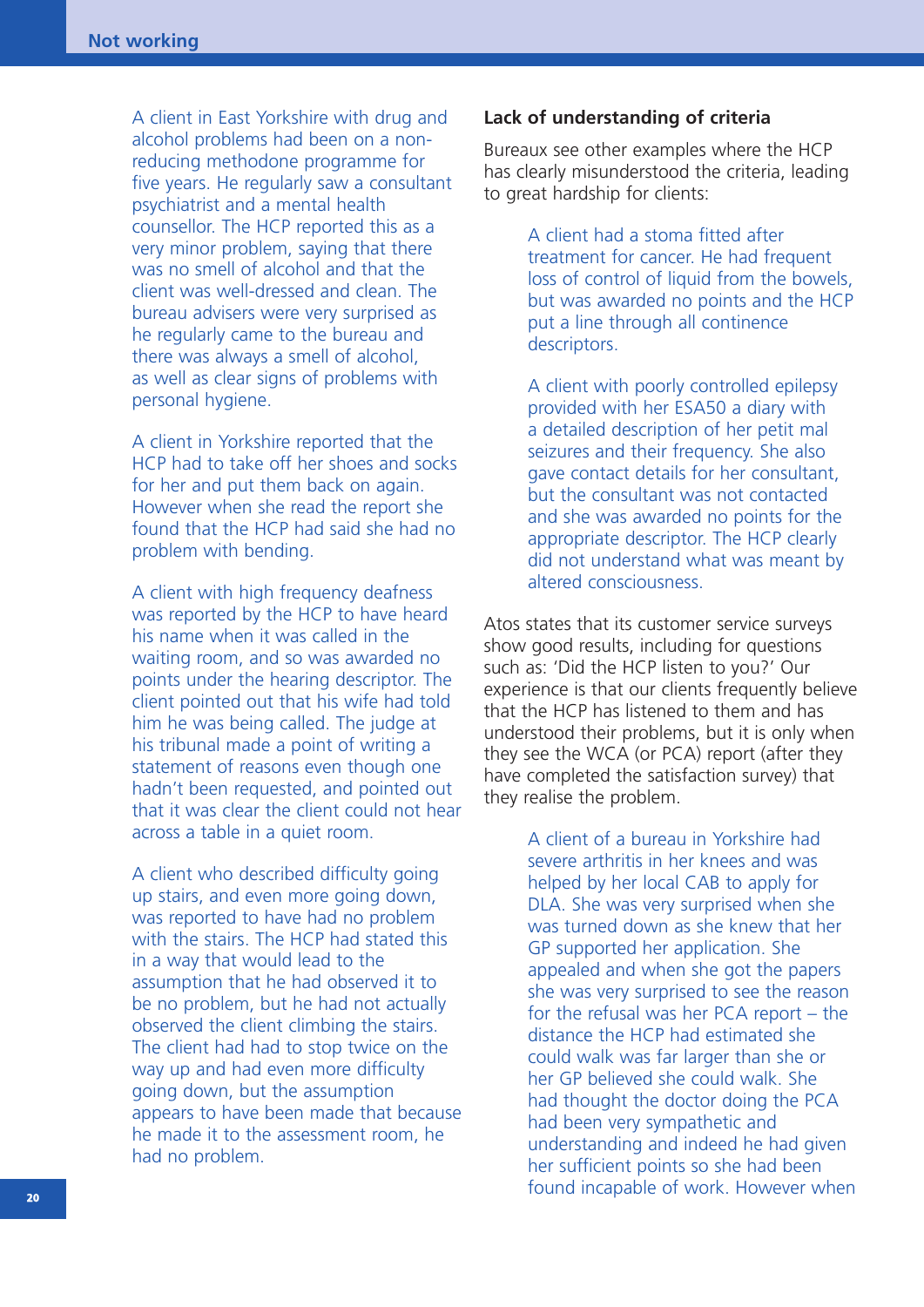A client in East Yorkshire with drug and alcohol problems had been on a non-reducing methodone programme for five years. He regularly saw a consultant psychiatrist and a mental health counsellor. The HCP reported this as a very minor problem, saying that there was no smell of alcohol and that the client was well-dressed and clean. The bureau advisers were very surprised as he regularly came to the bureau and there was always a smell of alcohol, as well as clear signs of problems with personal hygiene.

A client in Yorkshire reported that the HCP had to take off her shoes and socks for her and put them back on again. However when she read the report she found that the HCP had said she had no problem with bending.

A client with high frequency deafness was reported by the HCP to have heard his name when it was called in the waiting room, and so was awarded no points under the hearing descriptor. The client pointed out that his wife had told him he was being called. The judge at his tribunal made a point of writing a statement of reasons even though one hadn't been requested, and pointed out that it was clear the client could not hear across a table in a quiet room.

A client who described difficulty going up stairs, and even more going down, was reported to have had no problem with the stairs. The HCP had stated this in a way that would lead to the assumption that he had observed it to be no problem, but he had not actually observed the client climbing the stairs. The client had had to stop twice on the way up and had even more difficulty going down, but the assumption appears to have been made that because he made it to the assessment room, he had no problem.

### Lack of understanding of criteria

Bureaux see other examples where the HCP has clearly misunderstood the criteria, leading to great hardship for clients:

> A client had a stoma fitted after treatment for cancer. He had frequent loss of control of liquid from the bowels, but was awarded no points and the HCP put a line through all continence descriptors.

> A client with poorly controlled epilepsy provided with her ESA50 a diary with a detailed description of her petit mal seizures and their frequency. She also gave contact details for her consultant, but the consultant was not contacted and she was awarded no points for the appropriate descriptor. The HCP clearly did not understand what was meant by altered consciousness.

Atos states that its customer service surveys show good results, including for questions such as: 'Did the HCP listen to you?' Our experience is that our clients frequently believe that the HCP has listened to them and has understood their problems, but it is only when they see the WCA (or PCA) report (after they have completed the satisfaction survey) that they realise the problem.

> A client of a bureau in Yorkshire had severe arthritis in her knees and was helped by her local CAB to apply for DLA. She was very surprised when she was turned down as she knew that her GP supported her application. She appealed and when she got the papers she was very surprised to see the reason for the refusal was her PCA report – the distance the HCP had estimated she could walk was far larger than she or her GP believed she could walk. She had thought the doctor doing the PCA had been very sympathetic and understanding and indeed he had given her sufficient points so she had been found incapable of work. However when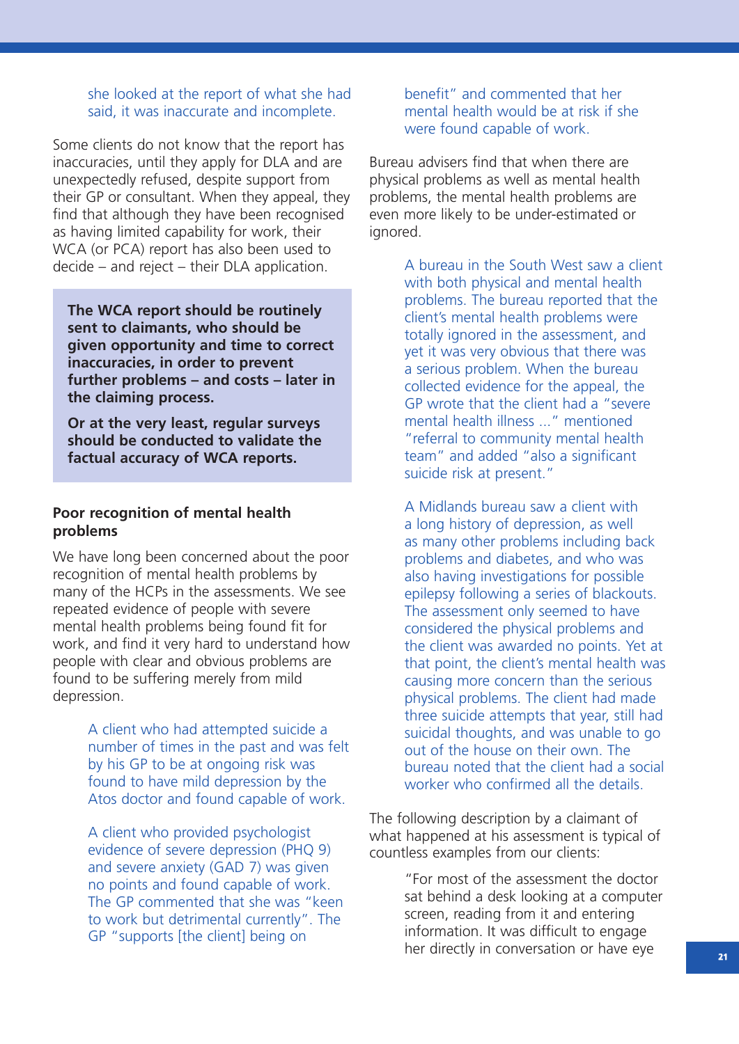she looked at the report of what she had said, it was inaccurate and incomplete.

Some clients do not know that the report has inaccuracies, until they apply for DLA and are unexpectedly refused, despite support from their GP or consultant. When they appeal, they find that although they have been recognised as having limited capability for work, their WCA (or PCA) report has also been used to decide – and reject – their DLA application.

**The WCA report should be routinely sent to claimants, who should be given opportunity and time to correct inaccuracies, in order to prevent further problems – and costs – later in the claiming process.**

**Or at the very least, regular surveys should be conducted to validate the factual accuracy of WCA reports.**

## Poor recognition of mental health problems

We have long been concerned about the poor recognition of mental health problems by many of the HCPs in the assessments. We see repeated evidence of people with severe mental health problems being found fit for work, and find it very hard to understand how people with clear and obvious problems are found to be suffering merely from mild depression.

> A client who had attempted suicide a number of times in the past and was felt by his GP to be at ongoing risk was found to have mild depression by the Atos doctor and found capable of work.

> A client who provided psychologist evidence of severe depression (PHQ 9) and severe anxiety (GAD 7) was given no points and found capable of work. The GP commented that she was "keen to work but detrimental currently". The GP "supports [the client] being on benefit" and commented that her mental health would be at risk if she were found capable of work.

Bureau advisers find that when there are physical problems as well as mental health problems, the mental health problems are even more likely to be under-estimated or ignored.

> A bureau in the South West saw a client with both physical and mental health problems. The bureau reported that the client's mental health problems were totally ignored in the assessment, and yet it was very obvious that there was a serious problem. When the bureau collected evidence for the appeal, the GP wrote that the client had a "severe mental health illness ..." mentioned "referral to community mental health team" and added "also a significant suicide risk at present."

> A Midlands bureau saw a client with a long history of depression, as well as many other problems including back problems and diabetes, and who was also having investigations for possible epilepsy following a series of blackouts. The assessment only seemed to have considered the physical problems and the client was awarded no points. Yet at that point, the client's mental health was causing more concern than the serious physical problems. The client had made three suicide attempts that year, still had suicidal thoughts, and was unable to go out of the house on their own. The bureau noted that the client had a social worker who confirmed all the details.

The following description by a claimant of what happened at his assessment is typical of countless examples from our clients:

> "For most of the assessment the doctor sat behind a desk looking at a computer screen, reading from it and entering information. It was difficult to engage her directly in conversation or have eye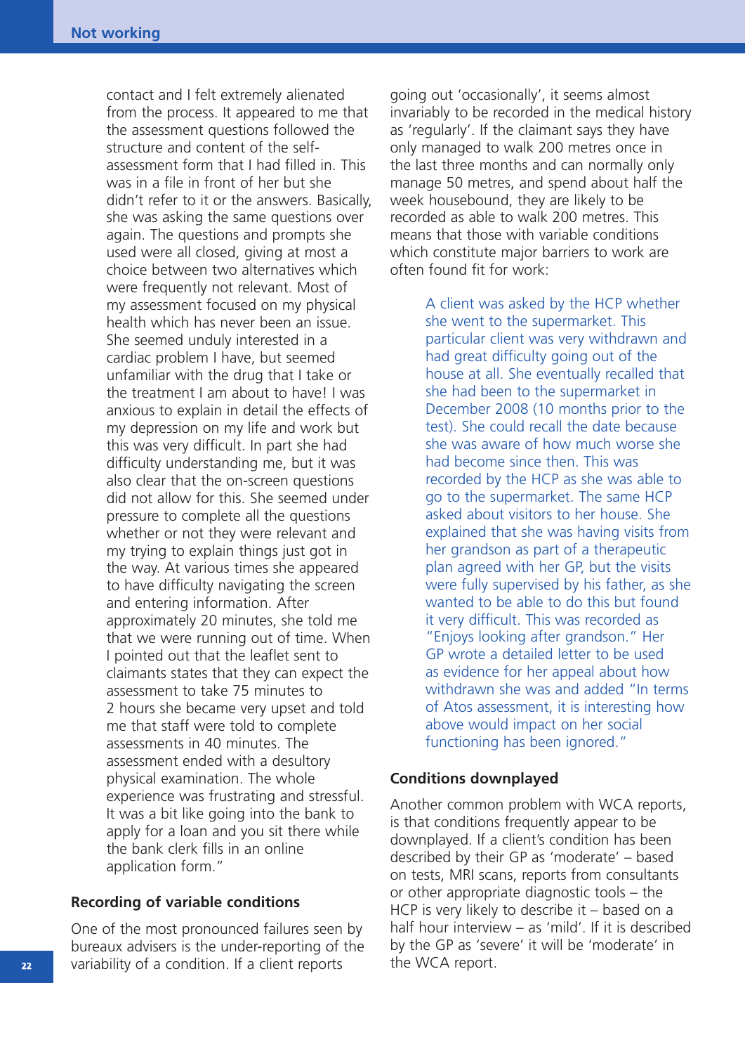contact and I felt extremely alienated from the process. It appeared to me that the assessment questions followed the structure and content of the self-assessment form that I had filled in. This was in a file in front of her but she didn't refer to it or the answers. Basically, she was asking the same questions over again. The questions and prompts she used were all closed, giving at most a choice between two alternatives which were frequently not relevant. Most of my assessment focused on my physical health which has never been an issue. She seemed unduly interested in a cardiac problem I have, but seemed unfamiliar with the drug that I take or the treatment I am about to have! I was anxious to explain in detail the effects of my depression on my life and work but this was very difficult. In part she had difficulty understanding me, but it was also clear that the on-screen questions did not allow for this. She seemed under pressure to complete all the questions whether or not they were relevant and my trying to explain things just got in the way. At various times she appeared to have difficulty navigating the screen and entering information. After approximately 20 minutes, she told me that we were running out of time. When I pointed out that the leaflet sent to claimants states that they can expect the assessment to take 75 minutes to 2 hours she became very upset and told me that staff were told to complete assessments in 40 minutes. The assessment ended with a desultory physical examination. The whole experience was frustrating and stressful. It was a bit like going into the bank to apply for a loan and you sit there while the bank clerk fills in an online application form."

### Recording of variable conditions

One of the most pronounced failures seen by bureaux advisers is the under-reporting of the variability of a condition. If a client reports going out 'occasionally', it seems almost invariably to be recorded in the medical history as 'regularly'. If the claimant says they have only managed to walk 200 metres once in the last three months and can normally only manage 50 metres, and spend about half the week housebound, they are likely to be recorded as able to walk 200 metres. This means that those with variable conditions which constitute major barriers to work are often found fit for work:

> A client was asked by the HCP whether she went to the supermarket. This particular client was very withdrawn and had great difficulty going out of the house at all. She eventually recalled that she had been to the supermarket in December 2008 (10 months prior to the test). She could recall the date because she was aware of how much worse she had become since then. This was recorded by the HCP as she was able to go to the supermarket. The same HCP asked about visitors to her house. She explained that she was having visits from her grandson as part of a therapeutic plan agreed with her GP, but the visits were fully supervised by his father, as she wanted to be able to do this but found it very difficult. This was recorded as "Enjoys looking after grandson." Her GP wrote a detailed letter to be used as evidence for her appeal about how withdrawn she was and added "In terms of Atos assessment, it is interesting how above would impact on her social functioning has been ignored."

### Conditions downplayed

Another common problem with WCA reports, is that conditions frequently appear to be downplayed. If a client's condition has been described by their GP as 'moderate' – based on tests, MRI scans, reports from consultants or other appropriate diagnostic tools – the HCP is very likely to describe it – based on a half hour interview – as 'mild'. If it is described by the GP as 'severe' it will be 'moderate' in the WCA report.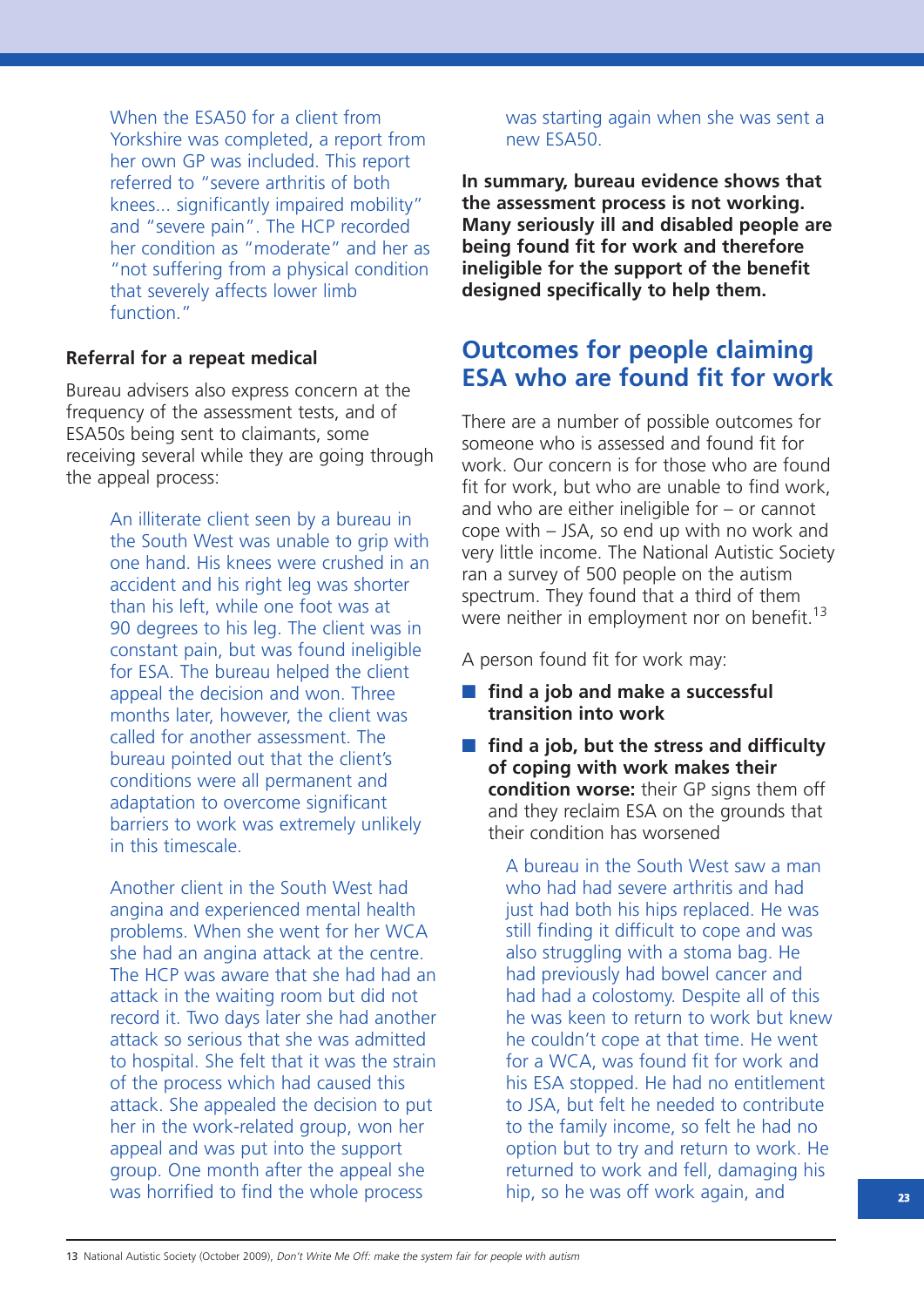When the ESA50 for a client from Yorkshire was completed, a report from her own GP was included. This report referred to "severe arthritis of both knees... significantly impaired mobility" and "severe pain". The HCP recorded her condition as "moderate" and her as "not suffering from a physical condition that severely affects lower limb function."

**Referral for a repeat medical**

Bureau advisers also express concern at the frequency of the assessment tests, and of ESA50s being sent to claimants, some receiving several while they are going through the appeal process:

An illiterate client seen by a bureau in the South West was unable to grip with one hand. His knees were crushed in an accident and his right leg was shorter than his left, while one foot was at 90 degrees to his leg. The client was in constant pain, but was found ineligible for ESA. The bureau helped the client appeal the decision and won. Three months later, however, the client was called for another assessment. The bureau pointed out that the client's conditions were all permanent and adaptation to overcome significant barriers to work was extremely unlikely in this timescale.

Another client in the South West had angina and experienced mental health problems. When she went for her WCA she had an angina attack at the centre. The HCP was aware that she had had an attack in the waiting room but did not record it. Two days later she had another attack so serious that she was admitted to hospital. She felt that it was the strain of the process which had caused this attack. She appealed the decision to put her in the work-related group, won her appeal and was put into the support group. One month after the appeal she was horrified to find the whole process was starting again when she was sent a new ESA50.

**In summary, bureau evidence shows that the assessment process is not working. Many seriously ill and disabled people are being found fit for work and therefore ineligible for the support of the benefit designed specifically to help them.**

## Outcomes for people claiming ESA who are found fit for work

There are a number of possible outcomes for someone who is assessed and found fit for work. Our concern is for those who are found fit for work, but who are unable to find work, and who are either ineligible for – or cannot cope with – JSA, so end up with no work and very little income. The National Autistic Society ran a survey of 500 people on the autism spectrum. They found that a third of them were neither in employment nor on benefit.[13]

A person found fit for work may:

- **find a job and make a successful transition into work**
- **find a job, but the stress and difficulty of coping with work makes their condition worse:** their GP signs them off and they reclaim ESA on the grounds that their condition has worsened

A bureau in the South West saw a man who had had severe arthritis and had just had both his hips replaced. He was still finding it difficult to cope and was also struggling with a stoma bag. He had previously had bowel cancer and had had a colostomy. Despite all of this he was keen to return to work but knew he couldn't cope at that time. He went for a WCA, was found fit for work and his ESA stopped. He had no entitlement to JSA, but felt he needed to contribute to the family income, so felt he had no option but to try and return to work. He returned to work and fell, damaging his hip, so he was off work again, and

---

13 National Autistic Society (October 2009), *Don't Write Me Off: make the system fair for people with autism*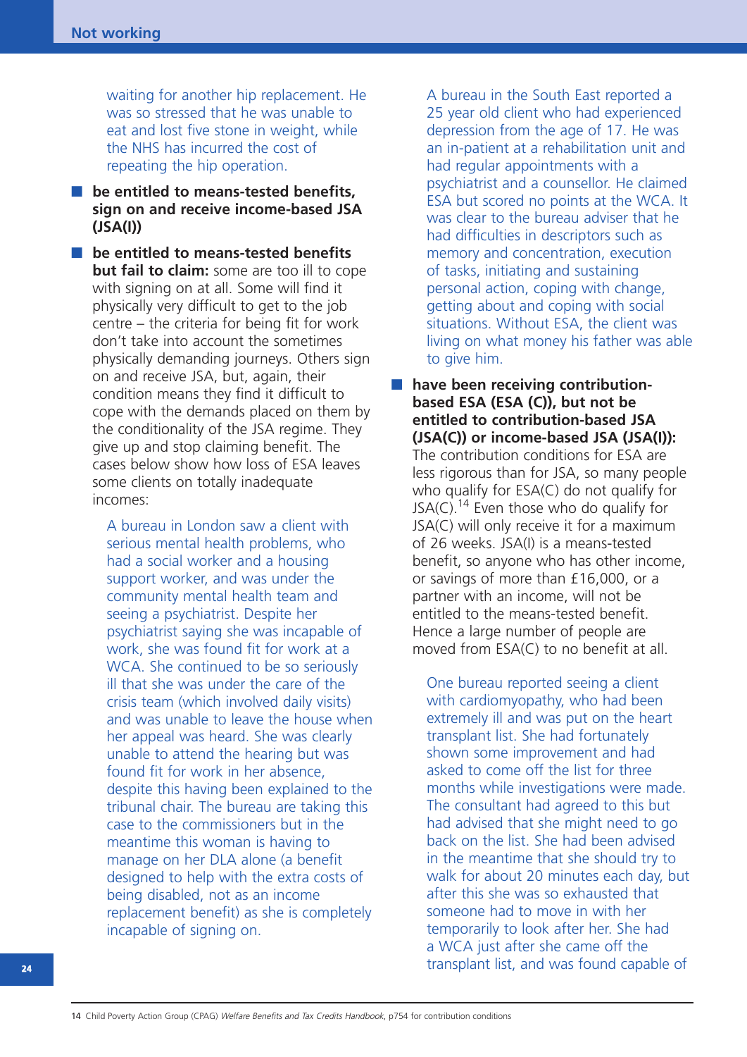waiting for another hip replacement. He was so stressed that he was unable to eat and lost five stone in weight, while the NHS has incurred the cost of repeating the hip operation.

- **be entitled to means-tested benefits, sign on and receive income-based JSA (JSA(I))**
- **be entitled to means-tested benefits but fail to claim:** some are too ill to cope with signing on at all. Some will find it physically very difficult to get to the job centre – the criteria for being fit for work don't take into account the sometimes physically demanding journeys. Others sign on and receive JSA, but, again, their condition means they find it difficult to cope with the demands placed on them by the conditionality of the JSA regime. They give up and stop claiming benefit. The cases below show how loss of ESA leaves some clients on totally inadequate incomes:

  A bureau in London saw a client with serious mental health problems, who had a social worker and a housing support worker, and was under the community mental health team and seeing a psychiatrist. Despite her psychiatrist saying she was incapable of work, she was found fit for work at a WCA. She continued to be so seriously ill that she was under the care of the crisis team (which involved daily visits) and was unable to leave the house when her appeal was heard. She was clearly unable to attend the hearing but was found fit for work in her absence, despite this having been explained to the tribunal chair. The bureau are taking this case to the commissioners but in the meantime this woman is having to manage on her DLA alone (a benefit designed to help with the extra costs of being disabled, not as an income replacement benefit) as she is completely incapable of signing on.

  A bureau in the South East reported a 25 year old client who had experienced depression from the age of 17. He was an in-patient at a rehabilitation unit and had regular appointments with a psychiatrist and a counsellor. He claimed ESA but scored no points at the WCA. It was clear to the bureau adviser that he had difficulties in descriptors such as memory and concentration, execution of tasks, initiating and sustaining personal action, coping with change, getting about and coping with social situations. Without ESA, the client was living on what money his father was able to give him.

- **have been receiving contribution-based ESA (ESA (C)), but not be entitled to contribution-based JSA (JSA(C)) or income-based JSA (JSA(I)):** The contribution conditions for ESA are less rigorous than for JSA, so many people who qualify for ESA(C) do not qualify for JSA(C).[14] Even those who do qualify for JSA(C) will only receive it for a maximum of 26 weeks. JSA(I) is a means-tested benefit, so anyone who has other income, or savings of more than £16,000, or a partner with an income, will not be entitled to the means-tested benefit. Hence a large number of people are moved from ESA(C) to no benefit at all.

  One bureau reported seeing a client with cardiomyopathy, who had been extremely ill and was put on the heart transplant list. She had fortunately shown some improvement and had asked to come off the list for three months while investigations were made. The consultant had agreed to this but had advised that she might need to go back on the list. She had been advised in the meantime that she should try to walk for about 20 minutes each day, but after this she was so exhausted that someone had to move in with her temporarily to look after her. She had a WCA just after she came off the transplant list, and was found capable of

---

14 Child Poverty Action Group (CPAG) *Welfare Benefits and Tax Credits Handbook*, p754 for contribution conditions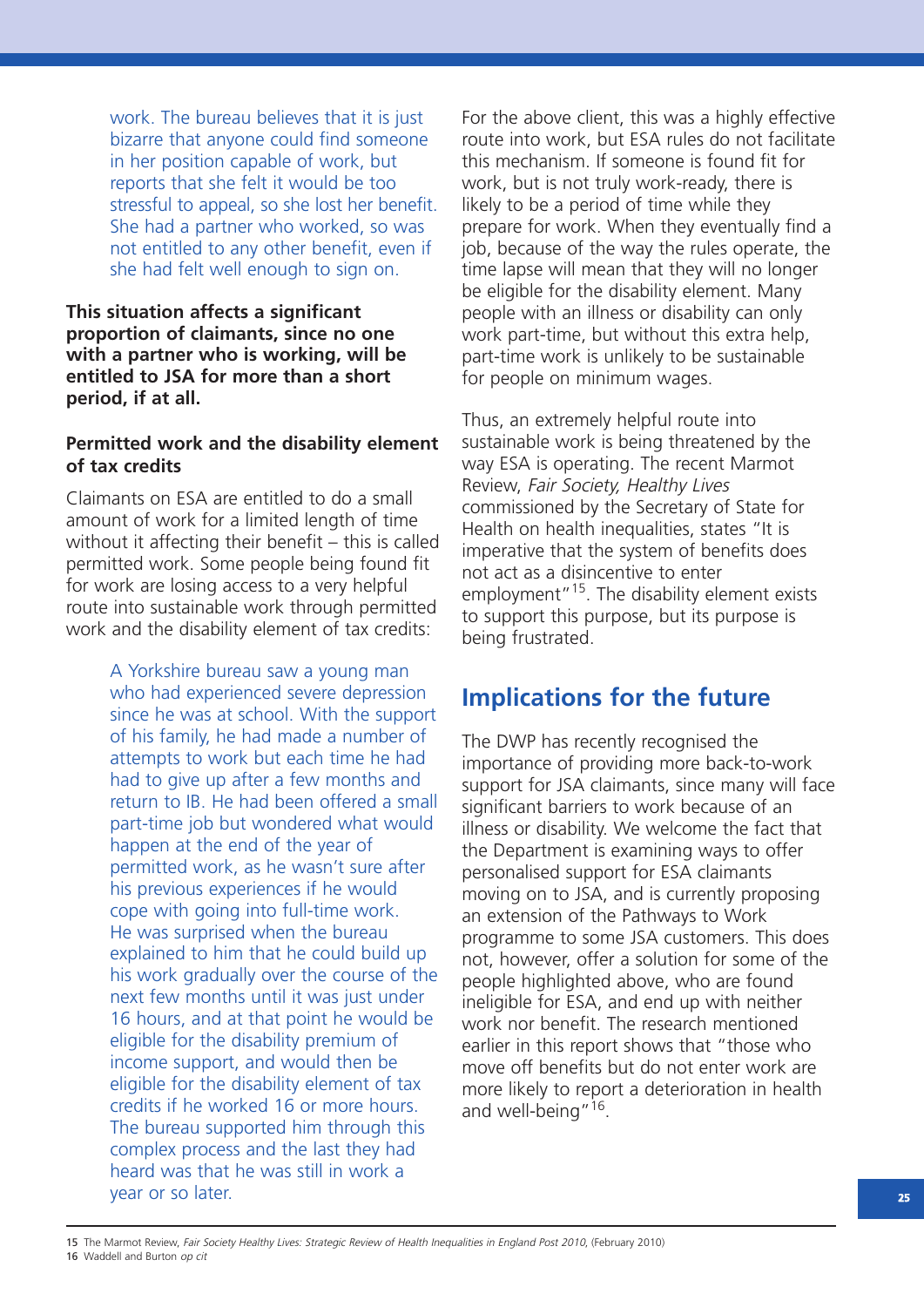work. The bureau believes that it is just bizarre that anyone could find someone in her position capable of work, but reports that she felt it would be too stressful to appeal, so she lost her benefit. She had a partner who worked, so was not entitled to any other benefit, even if she had felt well enough to sign on.

**This situation affects a significant proportion of claimants, since no one with a partner who is working, will be entitled to JSA for more than a short period, if at all.**

### Permitted work and the disability element of tax credits

Claimants on ESA are entitled to do a small amount of work for a limited length of time without it affecting their benefit – this is called permitted work. Some people being found fit for work are losing access to a very helpful route into sustainable work through permitted work and the disability element of tax credits:

> A Yorkshire bureau saw a young man who had experienced severe depression since he was at school. With the support of his family, he had made a number of attempts to work but each time he had had to give up after a few months and return to IB. He had been offered a small part-time job but wondered what would happen at the end of the year of permitted work, as he wasn't sure after his previous experiences if he would cope with going into full-time work. He was surprised when the bureau explained to him that he could build up his work gradually over the course of the next few months until it was just under 16 hours, and at that point he would be eligible for the disability premium of income support, and would then be eligible for the disability element of tax credits if he worked 16 or more hours. The bureau supported him through this complex process and the last they had heard was that he was still in work a year or so later.

For the above client, this was a highly effective route into work, but ESA rules do not facilitate this mechanism. If someone is found fit for work, but is not truly work-ready, there is likely to be a period of time while they prepare for work. When they eventually find a job, because of the way the rules operate, the time lapse will mean that they will no longer be eligible for the disability element. Many people with an illness or disability can only work part-time, but without this extra help, part-time work is unlikely to be sustainable for people on minimum wages.

Thus, an extremely helpful route into sustainable work is being threatened by the way ESA is operating. The recent Marmot Review, *Fair Society, Healthy Lives* commissioned by the Secretary of State for Health on health inequalities, states "It is imperative that the system of benefits does not act as a disincentive to enter employment"[15]. The disability element exists to support this purpose, but its purpose is being frustrated.

## Implications for the future

The DWP has recently recognised the importance of providing more back-to-work support for JSA claimants, since many will face significant barriers to work because of an illness or disability. We welcome the fact that the Department is examining ways to offer personalised support for ESA claimants moving on to JSA, and is currently proposing an extension of the Pathways to Work programme to some JSA customers. This does not, however, offer a solution for some of the people highlighted above, who are found ineligible for ESA, and end up with neither work nor benefit. The research mentioned earlier in this report shows that "those who move off benefits but do not enter work are more likely to report a deterioration in health and well-being"[16].

---

15 The Marmot Review, *Fair Society Healthy Lives: Strategic Review of Health Inequalities in England Post 2010*, (February 2010)
16 Waddell and Burton *op cit*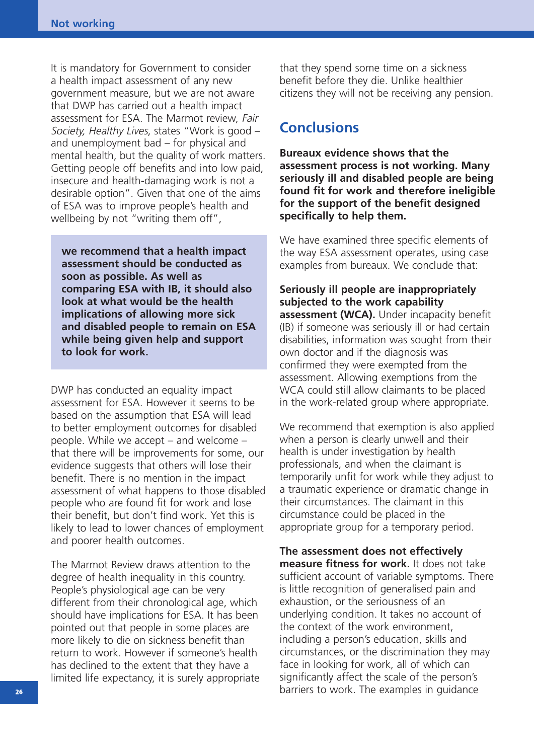It is mandatory for Government to consider a health impact assessment of any new government measure, but we are not aware that DWP has carried out a health impact assessment for ESA. The Marmot review, *Fair Society, Healthy Lives*, states "Work is good – and unemployment bad – for physical and mental health, but the quality of work matters. Getting people off benefits and into low paid, insecure and health-damaging work is not a desirable option". Given that one of the aims of ESA was to improve people's health and wellbeing by not "writing them off",

**we recommend that a health impact assessment should be conducted as soon as possible. As well as comparing ESA with IB, it should also look at what would be the health implications of allowing more sick and disabled people to remain on ESA while being given help and support to look for work.**

DWP has conducted an equality impact assessment for ESA. However it seems to be based on the assumption that ESA will lead to better employment outcomes for disabled people. While we accept – and welcome – that there will be improvements for some, our evidence suggests that others will lose their benefit. There is no mention in the impact assessment of what happens to those disabled people who are found fit for work and lose their benefit, but don't find work. Yet this is likely to lead to lower chances of employment and poorer health outcomes.

The Marmot Review draws attention to the degree of health inequality in this country. People's physiological age can be very different from their chronological age, which should have implications for ESA. It has been pointed out that people in some places are more likely to die on sickness benefit than return to work. However if someone's health has declined to the extent that they have a limited life expectancy, it is surely appropriate that they spend some time on a sickness benefit before they die. Unlike healthier citizens they will not be receiving any pension.

## Conclusions

**Bureaux evidence shows that the assessment process is not working. Many seriously ill and disabled people are being found fit for work and therefore ineligible for the support of the benefit designed specifically to help them.**

We have examined three specific elements of the way ESA assessment operates, using case examples from bureaux. We conclude that:

**Seriously ill people are inappropriately subjected to the work capability assessment (WCA).** Under incapacity benefit (IB) if someone was seriously ill or had certain disabilities, information was sought from their own doctor and if the diagnosis was confirmed they were exempted from the assessment. Allowing exemptions from the WCA could still allow claimants to be placed in the work-related group where appropriate.

We recommend that exemption is also applied when a person is clearly unwell and their health is under investigation by health professionals, and when the claimant is temporarily unfit for work while they adjust to a traumatic experience or dramatic change in their circumstances. The claimant in this circumstance could be placed in the appropriate group for a temporary period.

**The assessment does not effectively measure fitness for work.** It does not take sufficient account of variable symptoms. There is little recognition of generalised pain and exhaustion, or the seriousness of an underlying condition. It takes no account of the context of the work environment, including a person's education, skills and circumstances, or the discrimination they may face in looking for work, all of which can significantly affect the scale of the person's barriers to work. The examples in guidance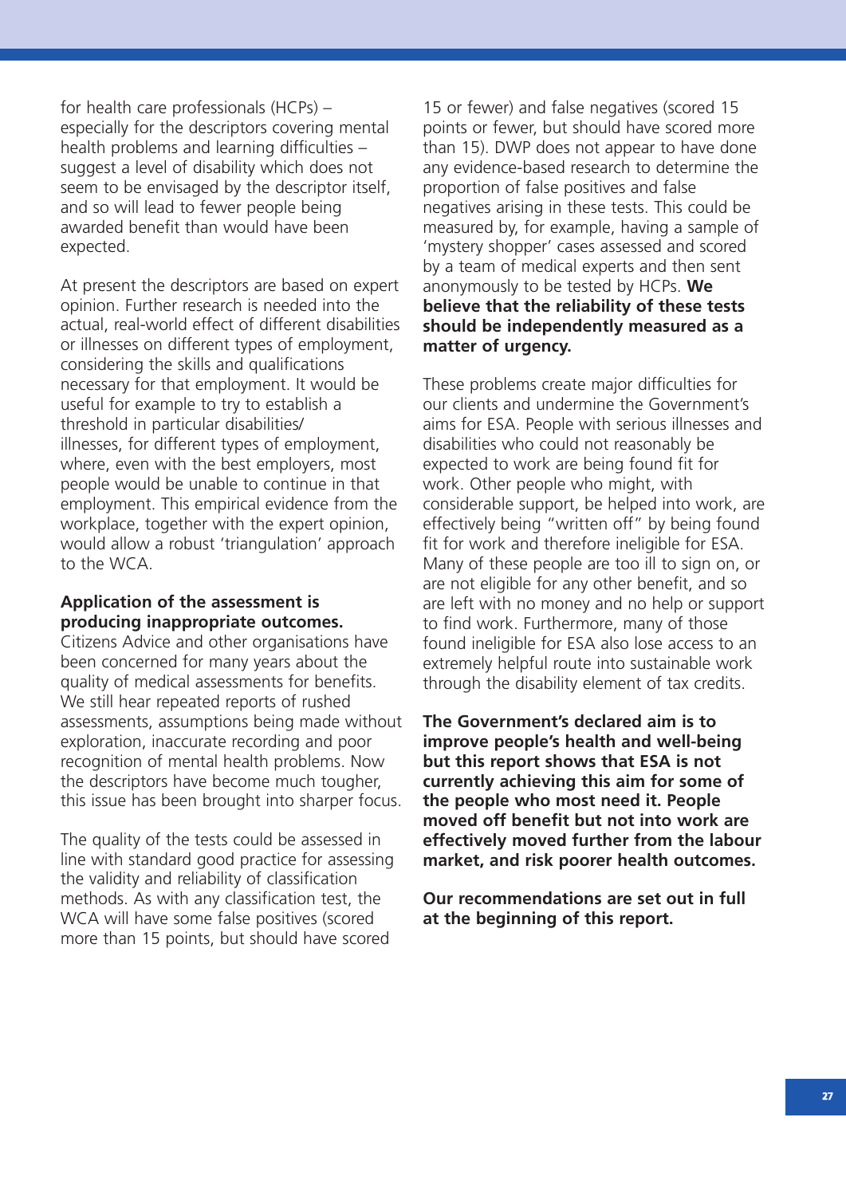for health care professionals (HCPs) – especially for the descriptors covering mental health problems and learning difficulties – suggest a level of disability which does not seem to be envisaged by the descriptor itself, and so will lead to fewer people being awarded benefit than would have been expected.

At present the descriptors are based on expert opinion. Further research is needed into the actual, real-world effect of different disabilities or illnesses on different types of employment, considering the skills and qualifications necessary for that employment. It would be useful for example to try to establish a threshold in particular disabilities/illnesses, for different types of employment, where, even with the best employers, most people would be unable to continue in that employment. This empirical evidence from the workplace, together with the expert opinion, would allow a robust 'triangulation' approach to the WCA.

**Application of the assessment is producing inappropriate outcomes.**

Citizens Advice and other organisations have been concerned for many years about the quality of medical assessments for benefits. We still hear repeated reports of rushed assessments, assumptions being made without exploration, inaccurate recording and poor recognition of mental health problems. Now the descriptors have become much tougher, this issue has been brought into sharper focus.

The quality of the tests could be assessed in line with standard good practice for assessing the validity and reliability of classification methods. As with any classification test, the WCA will have some false positives (scored more than 15 points, but should have scored 15 or fewer) and false negatives (scored 15 points or fewer, but should have scored more than 15). DWP does not appear to have done any evidence-based research to determine the proportion of false positives and false negatives arising in these tests. This could be measured by, for example, having a sample of 'mystery shopper' cases assessed and scored by a team of medical experts and then sent anonymously to be tested by HCPs. **We believe that the reliability of these tests should be independently measured as a matter of urgency.**

These problems create major difficulties for our clients and undermine the Government's aims for ESA. People with serious illnesses and disabilities who could not reasonably be expected to work are being found fit for work. Other people who might, with considerable support, be helped into work, are effectively being "written off" by being found fit for work and therefore ineligible for ESA. Many of these people are too ill to sign on, or are not eligible for any other benefit, and so are left with no money and no help or support to find work. Furthermore, many of those found ineligible for ESA also lose access to an extremely helpful route into sustainable work through the disability element of tax credits.

**The Government's declared aim is to improve people's health and well-being but this report shows that ESA is not currently achieving this aim for some of the people who most need it. People moved off benefit but not into work are effectively moved further from the labour market, and risk poorer health outcomes.**

**Our recommendations are set out in full at the beginning of this report.**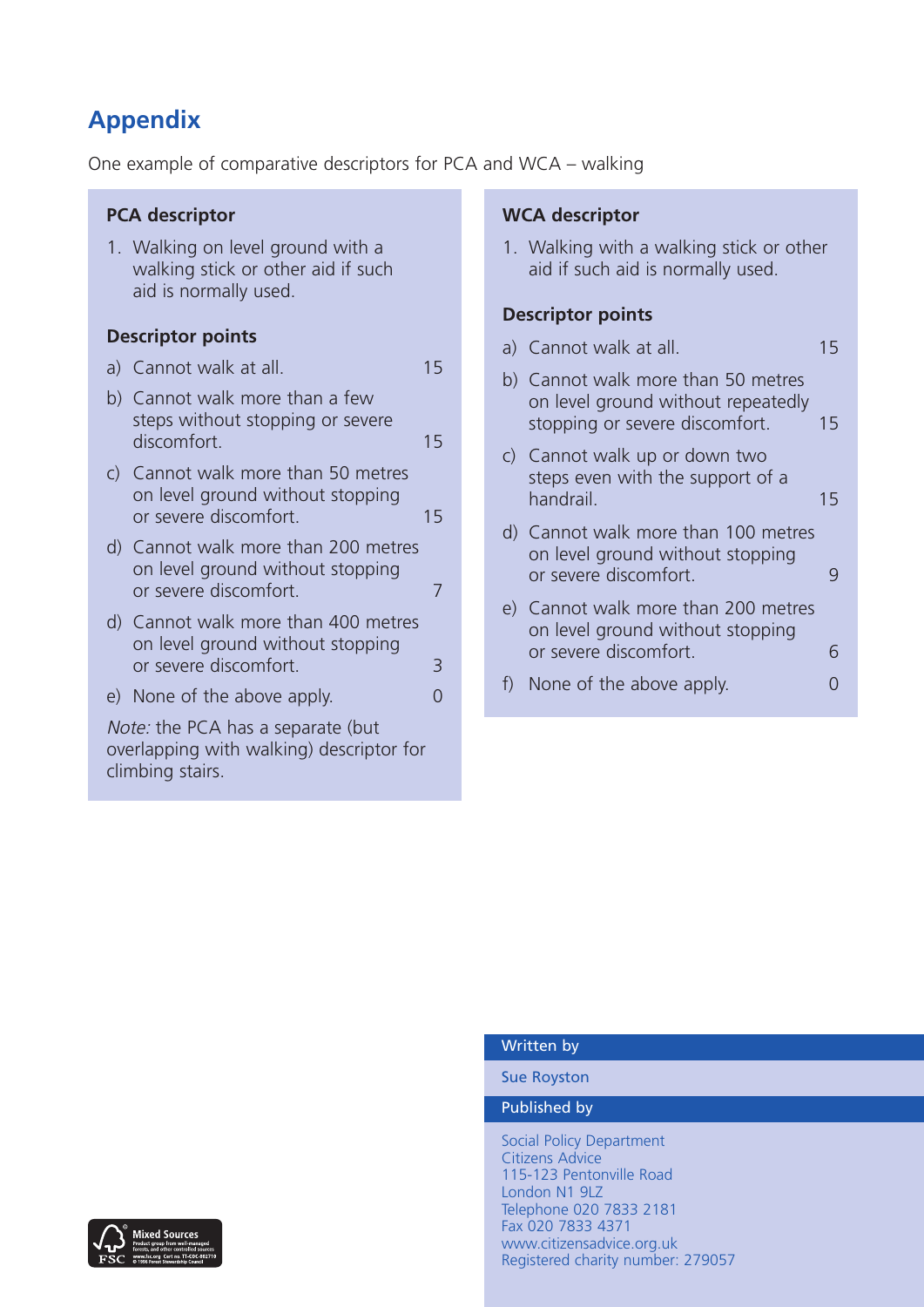# Appendix

One example of comparative descriptors for PCA and WCA – walking

### PCA descriptor

1. Walking on level ground with a walking stick or other aid if such aid is normally used.

**Descriptor points**

| | | |
|---|---|---|
| a) | Cannot walk at all. | 15 |
| b) | Cannot walk more than a few steps without stopping or severe discomfort. | 15 |
| c) | Cannot walk more than 50 metres on level ground without stopping or severe discomfort. | 15 |
| d) | Cannot walk more than 200 metres on level ground without stopping or severe discomfort. | 7 |
| d) | Cannot walk more than 400 metres on level ground without stopping or severe discomfort. | 3 |
| e) | None of the above apply. | 0 |

*Note:* the PCA has a separate (but overlapping with walking) descriptor for climbing stairs.

### WCA descriptor

1. Walking with a walking stick or other aid if such aid is normally used.

**Descriptor points**

| | | |
|---|---|---|
| a) | Cannot walk at all. | 15 |
| b) | Cannot walk more than 50 metres on level ground without repeatedly stopping or severe discomfort. | 15 |
| c) | Cannot walk up or down two steps even with the support of a handrail. | 15 |
| d) | Cannot walk more than 100 metres on level ground without stopping or severe discomfort. | 9 |
| e) | Cannot walk more than 200 metres on level ground without stopping or severe discomfort. | 6 |
| f) | None of the above apply. | 0 |

**Written by**

Sue Royston

**Published by**

Social Policy Department
Citizens Advice
115-123 Pentonville Road
London N1 9LZ
Telephone 020 7833 2181
Fax 020 7833 4371
www.citizensadvice.org.uk
Registered charity number: 279057

Mixed Sources
Product group from well-managed forests and other controlled sources
www.fsc.org Cert no. TT-COC-002710
© 1996 Forest Stewardship Council
FSC